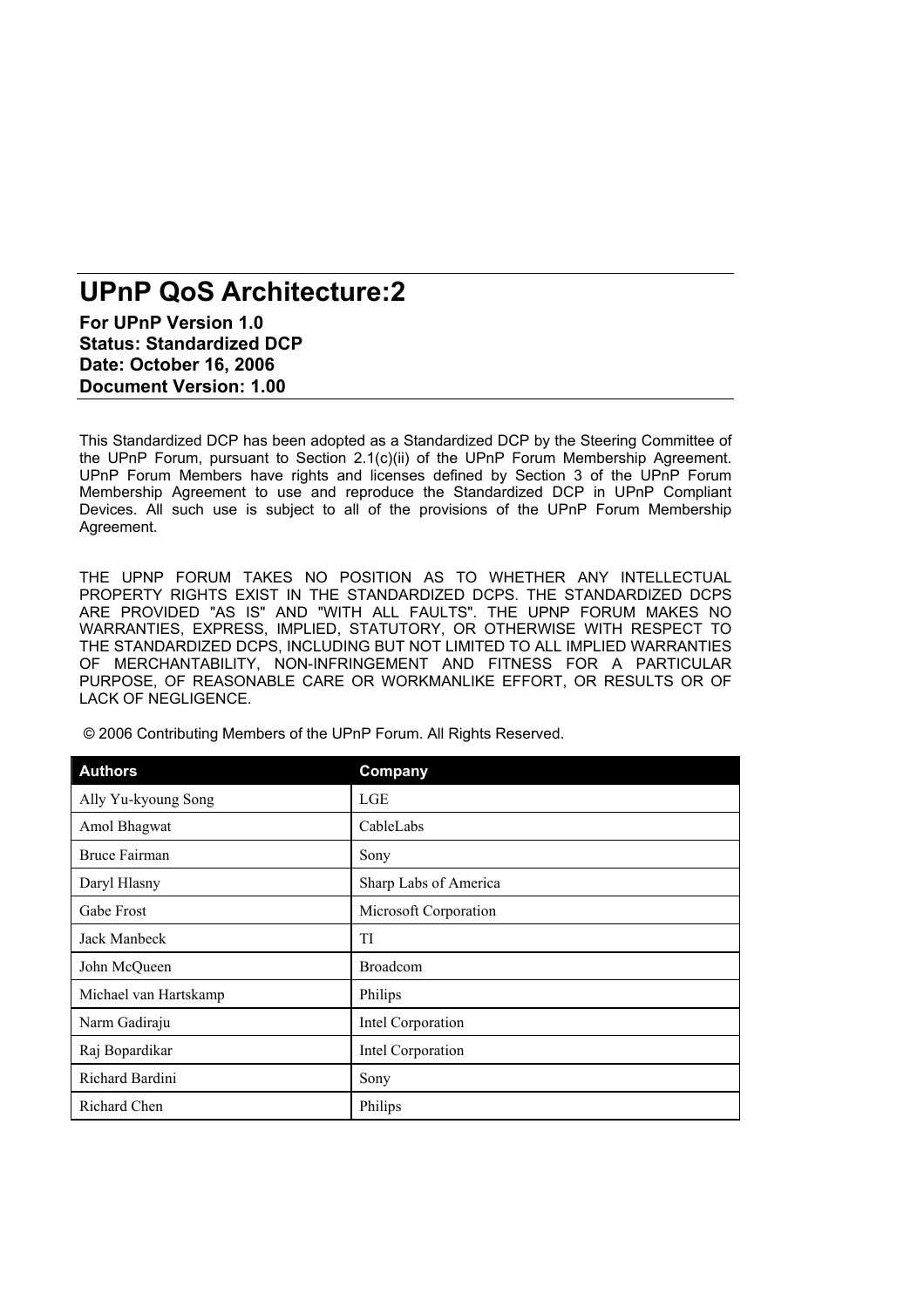# UPnP QoS Architecture:2

**For UPnP Version 1.0**
**Status: Standardized DCP**
**Date: October 16, 2006**
**Document Version: 1.00**

This Standardized DCP has been adopted as a Standardized DCP by the Steering Committee of the UPnP Forum, pursuant to Section 2.1(c)(ii) of the UPnP Forum Membership Agreement. UPnP Forum Members have rights and licenses defined by Section 3 of the UPnP Forum Membership Agreement to use and reproduce the Standardized DCP in UPnP Compliant Devices. All such use is subject to all of the provisions of the UPnP Forum Membership Agreement.

THE UPNP FORUM TAKES NO POSITION AS TO WHETHER ANY INTELLECTUAL PROPERTY RIGHTS EXIST IN THE STANDARDIZED DCPS. THE STANDARDIZED DCPS ARE PROVIDED "AS IS" AND "WITH ALL FAULTS". THE UPNP FORUM MAKES NO WARRANTIES, EXPRESS, IMPLIED, STATUTORY, OR OTHERWISE WITH RESPECT TO THE STANDARDIZED DCPS, INCLUDING BUT NOT LIMITED TO ALL IMPLIED WARRANTIES OF MERCHANTABILITY, NON-INFRINGEMENT AND FITNESS FOR A PARTICULAR PURPOSE, OF REASONABLE CARE OR WORKMANLIKE EFFORT, OR RESULTS OR OF LACK OF NEGLIGENCE.

© 2006 Contributing Members of the UPnP Forum. All Rights Reserved.

| Authors | Company |
|---|---|
| Ally Yu-kyoung Song | LGE |
| Amol Bhagwat | CableLabs |
| Bruce Fairman | Sony |
| Daryl Hlasny | Sharp Labs of America |
| Gabe Frost | Microsoft Corporation |
| Jack Manbeck | TI |
| John McQueen | Broadcom |
| Michael van Hartskamp | Philips |
| Narm Gadiraju | Intel Corporation |
| Raj Bopardikar | Intel Corporation |
| Richard Bardini | Sony |
| Richard Chen | Philips |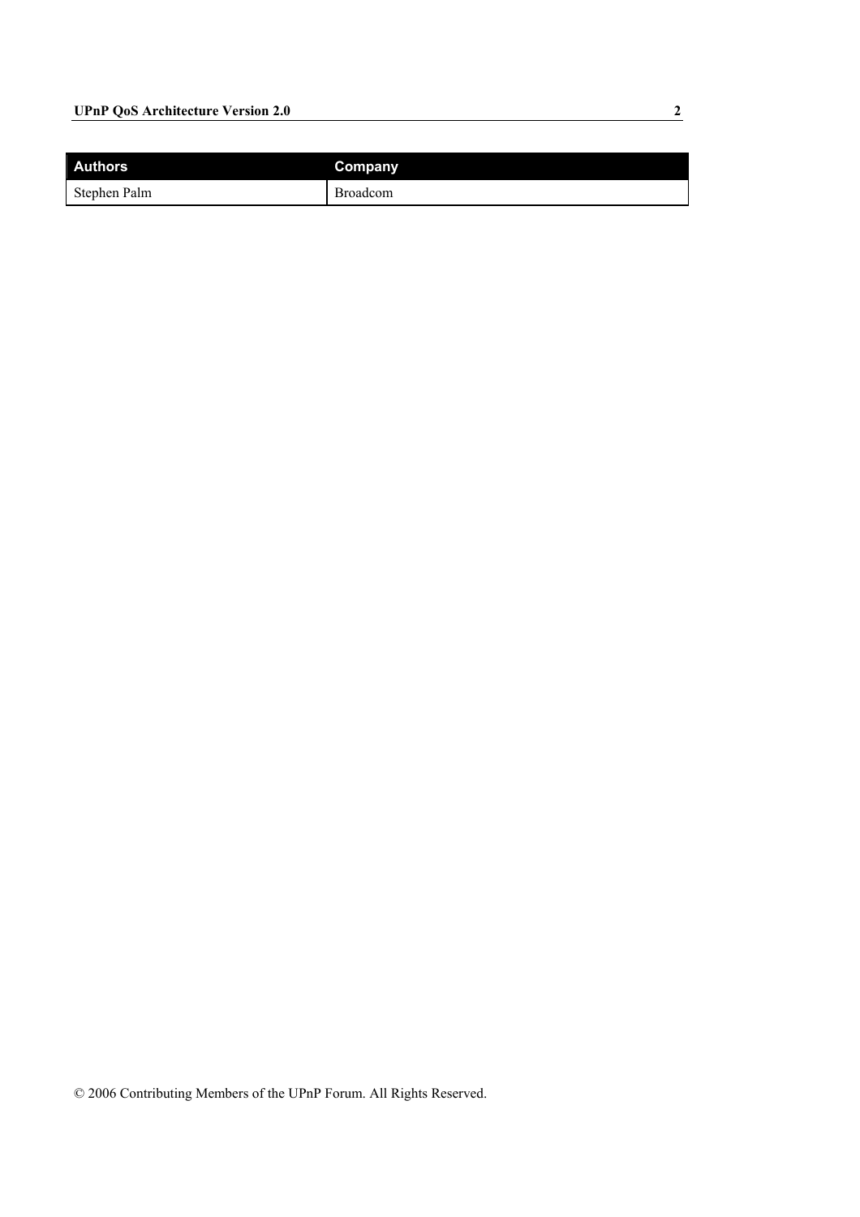| Authors | Company |
| --- | --- |
| Stephen Palm | Broadcom |

© 2006 Contributing Members of the UPnP Forum. All Rights Reserved.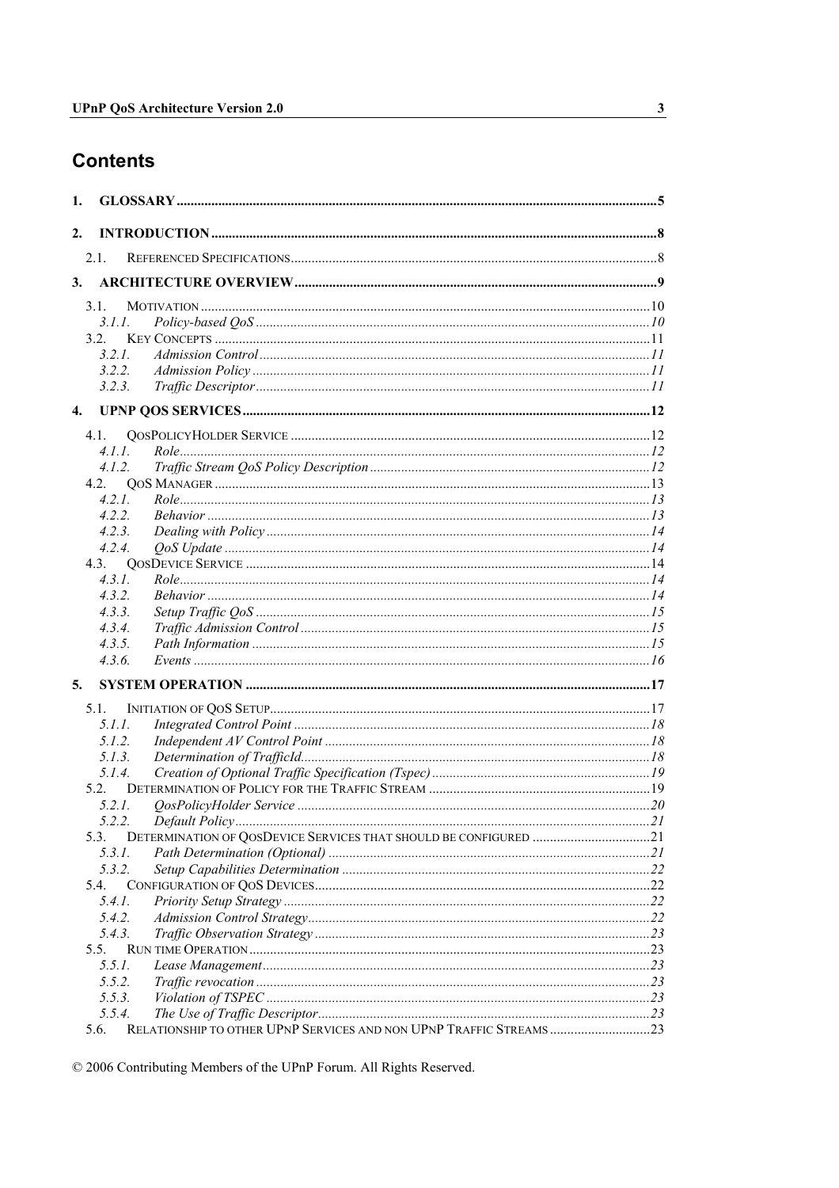# Contents

1. GLOSSARY ..... 5
2. INTRODUCTION ..... 8
   - 2.1. REFERENCED SPECIFICATIONS ..... 8
3. ARCHITECTURE OVERVIEW ..... 9
   - 3.1. MOTIVATION ..... 10
     - *3.1.1. Policy-based QoS* ..... 10
   - 3.2. KEY CONCEPTS ..... 11
     - *3.2.1. Admission Control* ..... 11
     - *3.2.2. Admission Policy* ..... 11
     - *3.2.3. Traffic Descriptor* ..... 11
4. UPNP QOS SERVICES ..... 12
   - 4.1. QOSPOLICYHOLDER SERVICE ..... 12
     - *4.1.1. Role* ..... 12
     - *4.1.2. Traffic Stream QoS Policy Description* ..... 12
   - 4.2. QOS MANAGER ..... 13
     - *4.2.1. Role* ..... 13
     - *4.2.2. Behavior* ..... 13
     - *4.2.3. Dealing with Policy* ..... 14
     - *4.2.4. QoS Update* ..... 14
   - 4.3. QOSDEVICE SERVICE ..... 14
     - *4.3.1. Role* ..... 14
     - *4.3.2. Behavior* ..... 14
     - *4.3.3. Setup Traffic QoS* ..... 15
     - *4.3.4. Traffic Admission Control* ..... 15
     - *4.3.5. Path Information* ..... 15
     - *4.3.6. Events* ..... 16
5. SYSTEM OPERATION ..... 17
   - 5.1. INITIATION OF QOS SETUP ..... 17
     - *5.1.1. Integrated Control Point* ..... 18
     - *5.1.2. Independent AV Control Point* ..... 18
     - *5.1.3. Determination of TrafficId* ..... 18
     - *5.1.4. Creation of Optional Traffic Specification (Tspec)* ..... 19
   - 5.2. DETERMINATION OF POLICY FOR THE TRAFFIC STREAM ..... 19
     - *5.2.1. QosPolicyHolder Service* ..... 20
     - *5.2.2. Default Policy* ..... 21
   - 5.3. DETERMINATION OF QOSDEVICE SERVICES THAT SHOULD BE CONFIGURED ..... 21
     - *5.3.1. Path Determination (Optional)* ..... 21
     - *5.3.2. Setup Capabilities Determination* ..... 22
   - 5.4. CONFIGURATION OF QOS DEVICES ..... 22
     - *5.4.1. Priority Setup Strategy* ..... 22
     - *5.4.2. Admission Control Strategy* ..... 22
     - *5.4.3. Traffic Observation Strategy* ..... 23
   - 5.5. RUN TIME OPERATION ..... 23
     - *5.5.1. Lease Management* ..... 23
     - *5.5.2. Traffic revocation* ..... 23
     - *5.5.3. Violation of TSPEC* ..... 23
     - *5.5.4. The Use of Traffic Descriptor* ..... 23
   - 5.6. RELATIONSHIP TO OTHER UPNP SERVICES AND NON UPNP TRAFFIC STREAMS ..... 23

© 2006 Contributing Members of the UPnP Forum. All Rights Reserved.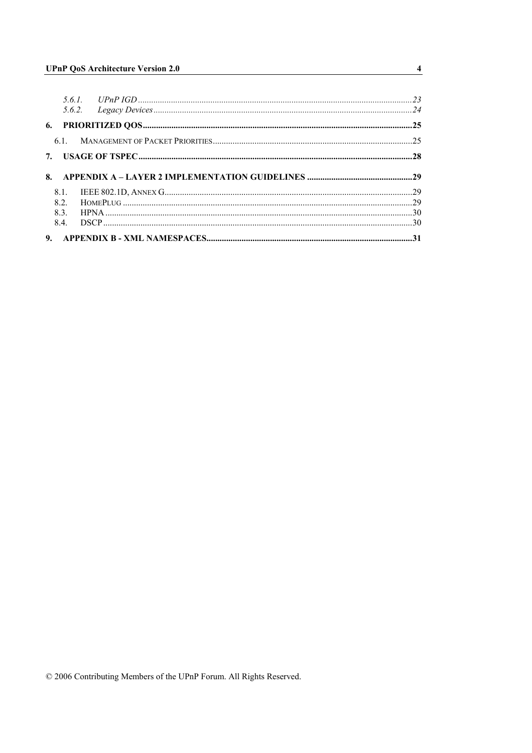*5.6.1. UPnP IGD* ............................................................................................................................23
*5.6.2. Legacy Devices* .....................................................................................................................24

**6. PRIORITIZED QOS**..........................................................................................................................25

6.1. MANAGEMENT OF PACKET PRIORITIES...........................................................................................25

**7. USAGE OF TSPEC**............................................................................................................................28

**8. APPENDIX A – LAYER 2 IMPLEMENTATION GUIDELINES** ................................................29

8.1. IEEE 802.1D, ANNEX G.................................................................................................................29
8.2. HOMEPLUG ...................................................................................................................................29
8.3. HPNA ............................................................................................................................................30
8.4. DSCP ............................................................................................................................................30

**9. APPENDIX B - XML NAMESPACES**.............................................................................................31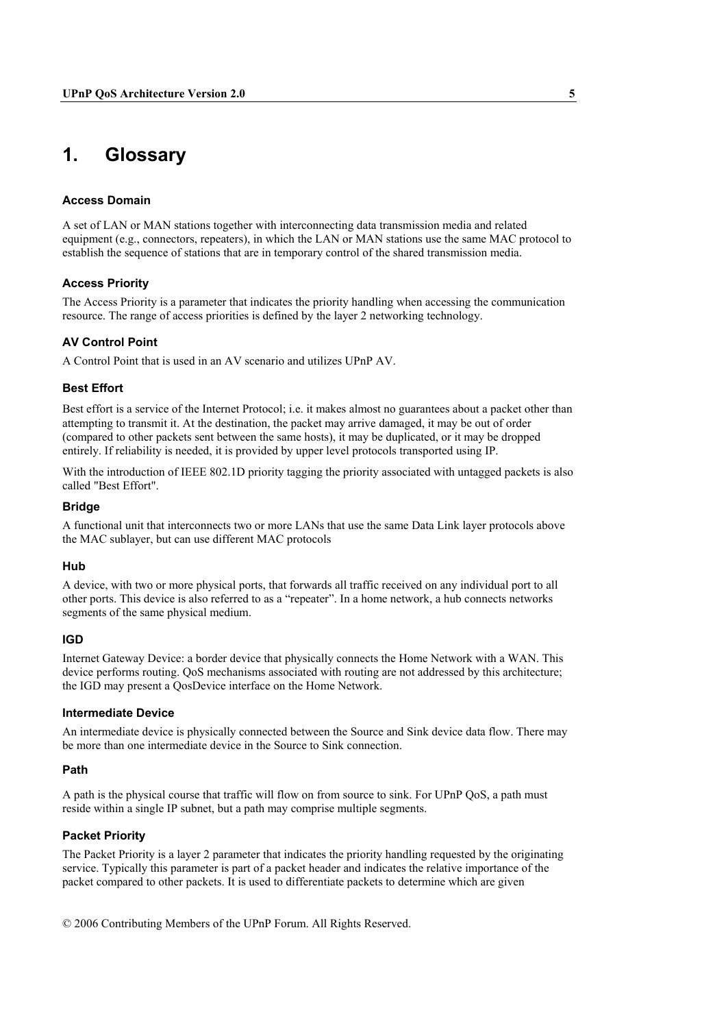# 1. Glossary

### Access Domain

A set of LAN or MAN stations together with interconnecting data transmission media and related equipment (e.g., connectors, repeaters), in which the LAN or MAN stations use the same MAC protocol to establish the sequence of stations that are in temporary control of the shared transmission media.

### Access Priority

The Access Priority is a parameter that indicates the priority handling when accessing the communication resource. The range of access priorities is defined by the layer 2 networking technology.

### AV Control Point

A Control Point that is used in an AV scenario and utilizes UPnP AV.

### Best Effort

Best effort is a service of the Internet Protocol; i.e. it makes almost no guarantees about a packet other than attempting to transmit it. At the destination, the packet may arrive damaged, it may be out of order (compared to other packets sent between the same hosts), it may be duplicated, or it may be dropped entirely. If reliability is needed, it is provided by upper level protocols transported using IP.

With the introduction of IEEE 802.1D priority tagging the priority associated with untagged packets is also called "Best Effort".

### Bridge

A functional unit that interconnects two or more LANs that use the same Data Link layer protocols above the MAC sublayer, but can use different MAC protocols

### Hub

A device, with two or more physical ports, that forwards all traffic received on any individual port to all other ports. This device is also referred to as a "repeater". In a home network, a hub connects networks segments of the same physical medium.

### IGD

Internet Gateway Device: a border device that physically connects the Home Network with a WAN. This device performs routing. QoS mechanisms associated with routing are not addressed by this architecture; the IGD may present a QosDevice interface on the Home Network.

### Intermediate Device

An intermediate device is physically connected between the Source and Sink device data flow. There may be more than one intermediate device in the Source to Sink connection.

### Path

A path is the physical course that traffic will flow on from source to sink. For UPnP QoS, a path must reside within a single IP subnet, but a path may comprise multiple segments.

### Packet Priority

The Packet Priority is a layer 2 parameter that indicates the priority handling requested by the originating service. Typically this parameter is part of a packet header and indicates the relative importance of the packet compared to other packets. It is used to differentiate packets to determine which are given

© 2006 Contributing Members of the UPnP Forum. All Rights Reserved.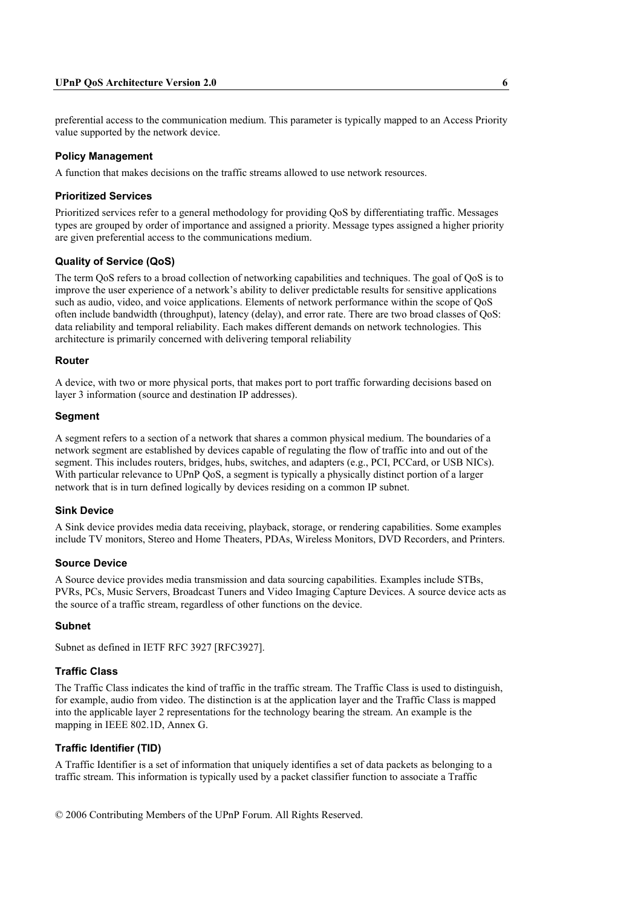preferential access to the communication medium. This parameter is typically mapped to an Access Priority value supported by the network device.

#### Policy Management

A function that makes decisions on the traffic streams allowed to use network resources.

#### Prioritized Services

Prioritized services refer to a general methodology for providing QoS by differentiating traffic. Messages types are grouped by order of importance and assigned a priority. Message types assigned a higher priority are given preferential access to the communications medium.

#### Quality of Service (QoS)

The term QoS refers to a broad collection of networking capabilities and techniques. The goal of QoS is to improve the user experience of a network's ability to deliver predictable results for sensitive applications such as audio, video, and voice applications. Elements of network performance within the scope of QoS often include bandwidth (throughput), latency (delay), and error rate. There are two broad classes of QoS: data reliability and temporal reliability. Each makes different demands on network technologies. This architecture is primarily concerned with delivering temporal reliability

#### Router

A device, with two or more physical ports, that makes port to port traffic forwarding decisions based on layer 3 information (source and destination IP addresses).

#### Segment

A segment refers to a section of a network that shares a common physical medium. The boundaries of a network segment are established by devices capable of regulating the flow of traffic into and out of the segment. This includes routers, bridges, hubs, switches, and adapters (e.g., PCI, PCCard, or USB NICs). With particular relevance to UPnP QoS, a segment is typically a physically distinct portion of a larger network that is in turn defined logically by devices residing on a common IP subnet.

#### Sink Device

A Sink device provides media data receiving, playback, storage, or rendering capabilities. Some examples include TV monitors, Stereo and Home Theaters, PDAs, Wireless Monitors, DVD Recorders, and Printers.

#### Source Device

A Source device provides media transmission and data sourcing capabilities. Examples include STBs, PVRs, PCs, Music Servers, Broadcast Tuners and Video Imaging Capture Devices. A source device acts as the source of a traffic stream, regardless of other functions on the device.

#### Subnet

Subnet as defined in IETF RFC 3927 [RFC3927].

#### Traffic Class

The Traffic Class indicates the kind of traffic in the traffic stream. The Traffic Class is used to distinguish, for example, audio from video. The distinction is at the application layer and the Traffic Class is mapped into the applicable layer 2 representations for the technology bearing the stream. An example is the mapping in IEEE 802.1D, Annex G.

#### Traffic Identifier (TID)

A Traffic Identifier is a set of information that uniquely identifies a set of data packets as belonging to a traffic stream. This information is typically used by a packet classifier function to associate a Traffic

© 2006 Contributing Members of the UPnP Forum. All Rights Reserved.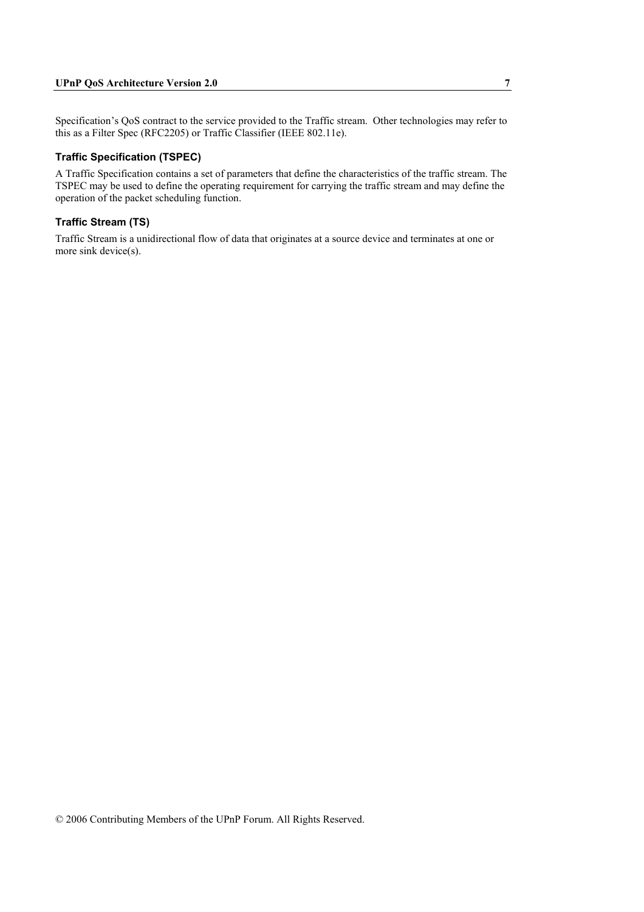Specification's QoS contract to the service provided to the Traffic stream. Other technologies may refer to this as a Filter Spec (RFC2205) or Traffic Classifier (IEEE 802.11e).

### Traffic Specification (TSPEC)

A Traffic Specification contains a set of parameters that define the characteristics of the traffic stream. The TSPEC may be used to define the operating requirement for carrying the traffic stream and may define the operation of the packet scheduling function.

### Traffic Stream (TS)

Traffic Stream is a unidirectional flow of data that originates at a source device and terminates at one or more sink device(s).

© 2006 Contributing Members of the UPnP Forum. All Rights Reserved.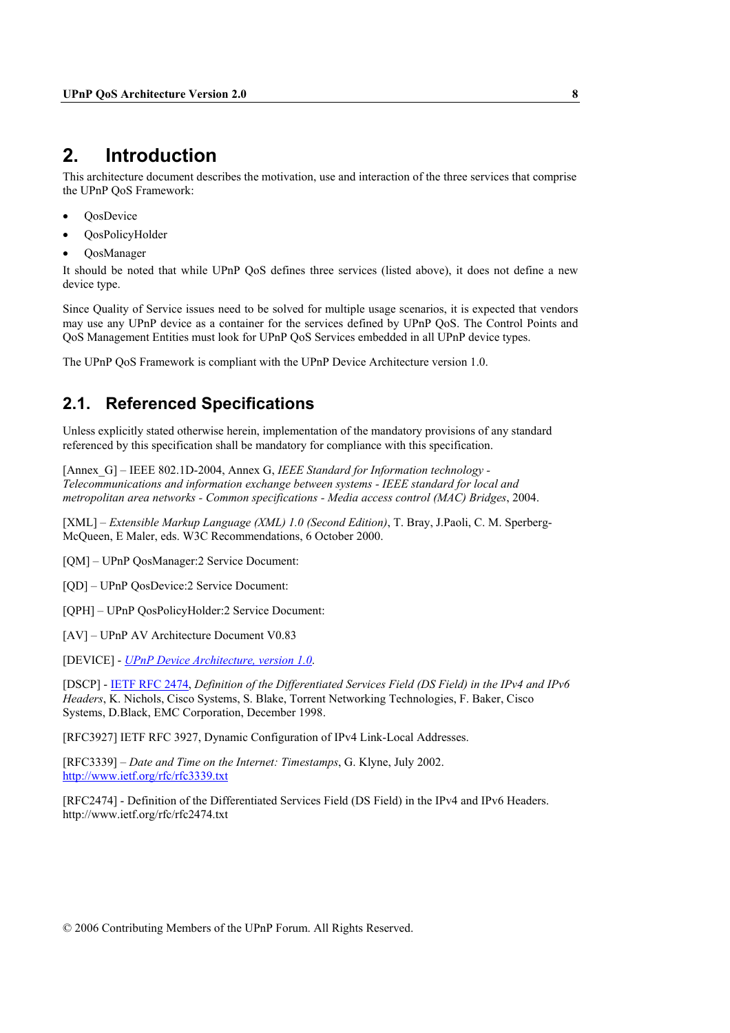# 2. Introduction

This architecture document describes the motivation, use and interaction of the three services that comprise the UPnP QoS Framework:

- QosDevice
- QosPolicyHolder
- QosManager

It should be noted that while UPnP QoS defines three services (listed above), it does not define a new device type.

Since Quality of Service issues need to be solved for multiple usage scenarios, it is expected that vendors may use any UPnP device as a container for the services defined by UPnP QoS. The Control Points and QoS Management Entities must look for UPnP QoS Services embedded in all UPnP device types.

The UPnP QoS Framework is compliant with the UPnP Device Architecture version 1.0.

## 2.1. Referenced Specifications

Unless explicitly stated otherwise herein, implementation of the mandatory provisions of any standard referenced by this specification shall be mandatory for compliance with this specification.

[Annex_G] – IEEE 802.1D-2004, Annex G, *IEEE Standard for Information technology - Telecommunications and information exchange between systems - IEEE standard for local and metropolitan area networks - Common specifications - Media access control (MAC) Bridges*, 2004.

[XML] – *Extensible Markup Language (XML) 1.0 (Second Edition)*, T. Bray, J.Paoli, C. M. Sperberg-McQueen, E Maler, eds. W3C Recommendations, 6 October 2000.

[QM] – UPnP QosManager:2 Service Document:

[QD] – UPnP QosDevice:2 Service Document:

[QPH] – UPnP QosPolicyHolder:2 Service Document:

[AV] – UPnP AV Architecture Document V0.83

[DEVICE] - *UPnP Device Architecture, version 1.0*.

[DSCP] - IETF RFC 2474, *Definition of the Differentiated Services Field (DS Field) in the IPv4 and IPv6 Headers*, K. Nichols, Cisco Systems, S. Blake, Torrent Networking Technologies, F. Baker, Cisco Systems, D.Black, EMC Corporation, December 1998.

[RFC3927] IETF RFC 3927, Dynamic Configuration of IPv4 Link-Local Addresses.

[RFC3339] – *Date and Time on the Internet: Timestamps*, G. Klyne, July 2002. http://www.ietf.org/rfc/rfc3339.txt

[RFC2474] - Definition of the Differentiated Services Field (DS Field) in the IPv4 and IPv6 Headers. http://www.ietf.org/rfc/rfc2474.txt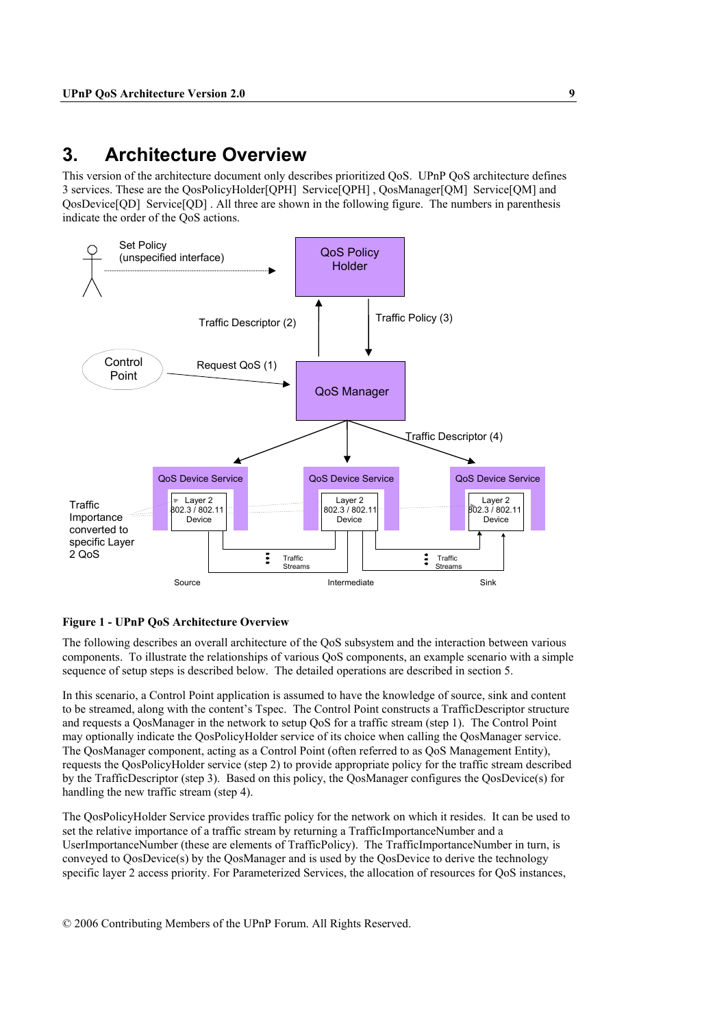# 3. Architecture Overview

This version of the architecture document only describes prioritized QoS. UPnP QoS architecture defines 3 services. These are the QosPolicyHolder[QPH] Service[QPH] , QosManager[QM] Service[QM] and QosDevice[QD] Service[QD] . All three are shown in the following figure. The numbers in parenthesis indicate the order of the QoS actions.

**Figure 1 - UPnP QoS Architecture Overview**

The following describes an overall architecture of the QoS subsystem and the interaction between various components. To illustrate the relationships of various QoS components, an example scenario with a simple sequence of setup steps is described below. The detailed operations are described in section 5.

In this scenario, a Control Point application is assumed to have the knowledge of source, sink and content to be streamed, along with the content's Tspec. The Control Point constructs a TrafficDescriptor structure and requests a QosManager in the network to setup QoS for a traffic stream (step 1). The Control Point may optionally indicate the QosPolicyHolder service of its choice when calling the QosManager service. The QosManager component, acting as a Control Point (often referred to as QoS Management Entity), requests the QosPolicyHolder service (step 2) to provide appropriate policy for the traffic stream described by the TrafficDescriptor (step 3). Based on this policy, the QosManager configures the QosDevice(s) for handling the new traffic stream (step 4).

The QosPolicyHolder Service provides traffic policy for the network on which it resides. It can be used to set the relative importance of a traffic stream by returning a TrafficImportanceNumber and a UserImportanceNumber (these are elements of TrafficPolicy). The TrafficImportanceNumber in turn, is conveyed to QosDevice(s) by the QosManager and is used by the QosDevice to derive the technology specific layer 2 access priority. For Parameterized Services, the allocation of resources for QoS instances,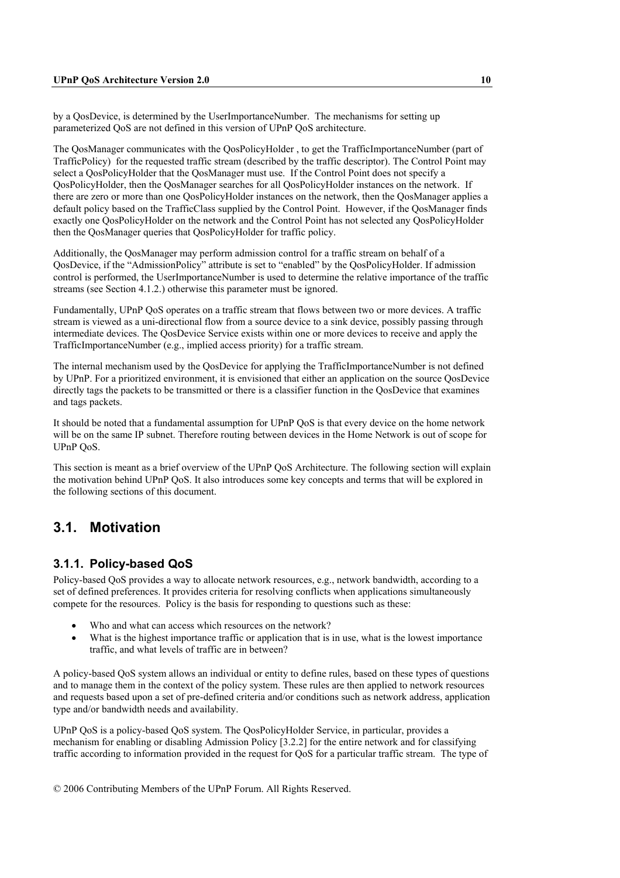by a QosDevice, is determined by the UserImportanceNumber. The mechanisms for setting up parameterized QoS are not defined in this version of UPnP QoS architecture.

The QosManager communicates with the QosPolicyHolder , to get the TrafficImportanceNumber (part of TrafficPolicy) for the requested traffic stream (described by the traffic descriptor). The Control Point may select a QosPolicyHolder that the QosManager must use. If the Control Point does not specify a QosPolicyHolder, then the QosManager searches for all QosPolicyHolder instances on the network. If there are zero or more than one QosPolicyHolder instances on the network, then the QosManager applies a default policy based on the TrafficClass supplied by the Control Point. However, if the QosManager finds exactly one QosPolicyHolder on the network and the Control Point has not selected any QosPolicyHolder then the QosManager queries that QosPolicyHolder for traffic policy.

Additionally, the QosManager may perform admission control for a traffic stream on behalf of a QosDevice, if the "AdmissionPolicy" attribute is set to "enabled" by the QosPolicyHolder. If admission control is performed, the UserImportanceNumber is used to determine the relative importance of the traffic streams (see Section 4.1.2.) otherwise this parameter must be ignored.

Fundamentally, UPnP QoS operates on a traffic stream that flows between two or more devices. A traffic stream is viewed as a uni-directional flow from a source device to a sink device, possibly passing through intermediate devices. The QosDevice Service exists within one or more devices to receive and apply the TrafficImportanceNumber (e.g., implied access priority) for a traffic stream.

The internal mechanism used by the QosDevice for applying the TrafficImportanceNumber is not defined by UPnP. For a prioritized environment, it is envisioned that either an application on the source QosDevice directly tags the packets to be transmitted or there is a classifier function in the QosDevice that examines and tags packets.

It should be noted that a fundamental assumption for UPnP QoS is that every device on the home network will be on the same IP subnet. Therefore routing between devices in the Home Network is out of scope for UPnP QoS.

This section is meant as a brief overview of the UPnP QoS Architecture. The following section will explain the motivation behind UPnP QoS. It also introduces some key concepts and terms that will be explored in the following sections of this document.

## 3.1. Motivation

### 3.1.1. Policy-based QoS

Policy-based QoS provides a way to allocate network resources, e.g., network bandwidth, according to a set of defined preferences. It provides criteria for resolving conflicts when applications simultaneously compete for the resources. Policy is the basis for responding to questions such as these:

- Who and what can access which resources on the network?
- What is the highest importance traffic or application that is in use, what is the lowest importance traffic, and what levels of traffic are in between?

A policy-based QoS system allows an individual or entity to define rules, based on these types of questions and to manage them in the context of the policy system. These rules are then applied to network resources and requests based upon a set of pre-defined criteria and/or conditions such as network address, application type and/or bandwidth needs and availability.

UPnP QoS is a policy-based QoS system. The QosPolicyHolder Service, in particular, provides a mechanism for enabling or disabling Admission Policy [3.2.2] for the entire network and for classifying traffic according to information provided in the request for QoS for a particular traffic stream. The type of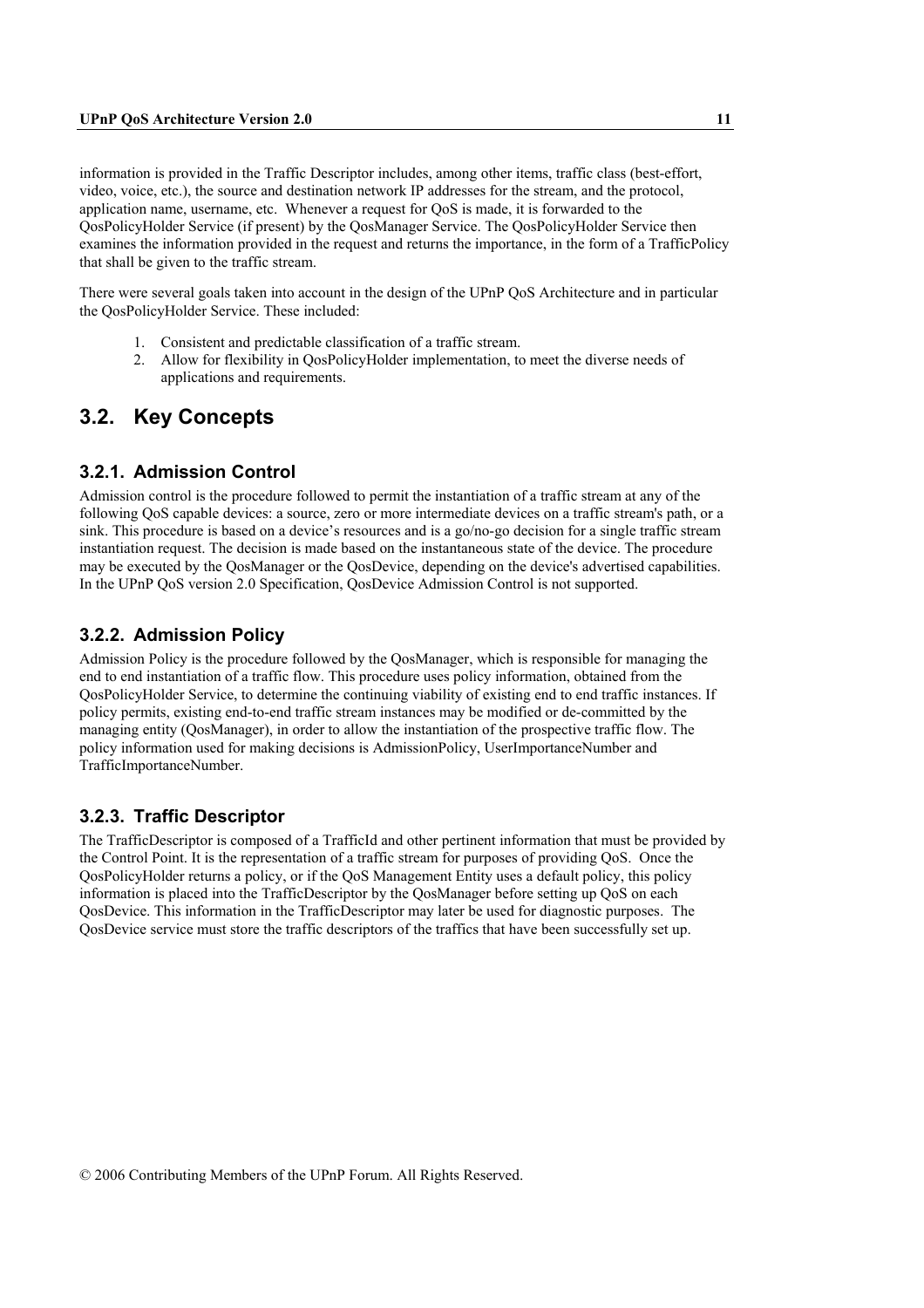information is provided in the Traffic Descriptor includes, among other items, traffic class (best-effort, video, voice, etc.), the source and destination network IP addresses for the stream, and the protocol, application name, username, etc. Whenever a request for QoS is made, it is forwarded to the QosPolicyHolder Service (if present) by the QosManager Service. The QosPolicyHolder Service then examines the information provided in the request and returns the importance, in the form of a TrafficPolicy that shall be given to the traffic stream.

There were several goals taken into account in the design of the UPnP QoS Architecture and in particular the QosPolicyHolder Service. These included:

1. Consistent and predictable classification of a traffic stream.
2. Allow for flexibility in QosPolicyHolder implementation, to meet the diverse needs of applications and requirements.

## 3.2. Key Concepts

### 3.2.1. Admission Control

Admission control is the procedure followed to permit the instantiation of a traffic stream at any of the following QoS capable devices: a source, zero or more intermediate devices on a traffic stream's path, or a sink. This procedure is based on a device's resources and is a go/no-go decision for a single traffic stream instantiation request. The decision is made based on the instantaneous state of the device. The procedure may be executed by the QosManager or the QosDevice, depending on the device's advertised capabilities. In the UPnP QoS version 2.0 Specification, QosDevice Admission Control is not supported.

### 3.2.2. Admission Policy

Admission Policy is the procedure followed by the QosManager, which is responsible for managing the end to end instantiation of a traffic flow. This procedure uses policy information, obtained from the QosPolicyHolder Service, to determine the continuing viability of existing end to end traffic instances. If policy permits, existing end-to-end traffic stream instances may be modified or de-committed by the managing entity (QosManager), in order to allow the instantiation of the prospective traffic flow. The policy information used for making decisions is AdmissionPolicy, UserImportanceNumber and TrafficImportanceNumber.

### 3.2.3. Traffic Descriptor

The TrafficDescriptor is composed of a TrafficId and other pertinent information that must be provided by the Control Point. It is the representation of a traffic stream for purposes of providing QoS. Once the QosPolicyHolder returns a policy, or if the QoS Management Entity uses a default policy, this policy information is placed into the TrafficDescriptor by the QosManager before setting up QoS on each QosDevice. This information in the TrafficDescriptor may later be used for diagnostic purposes. The QosDevice service must store the traffic descriptors of the traffics that have been successfully set up.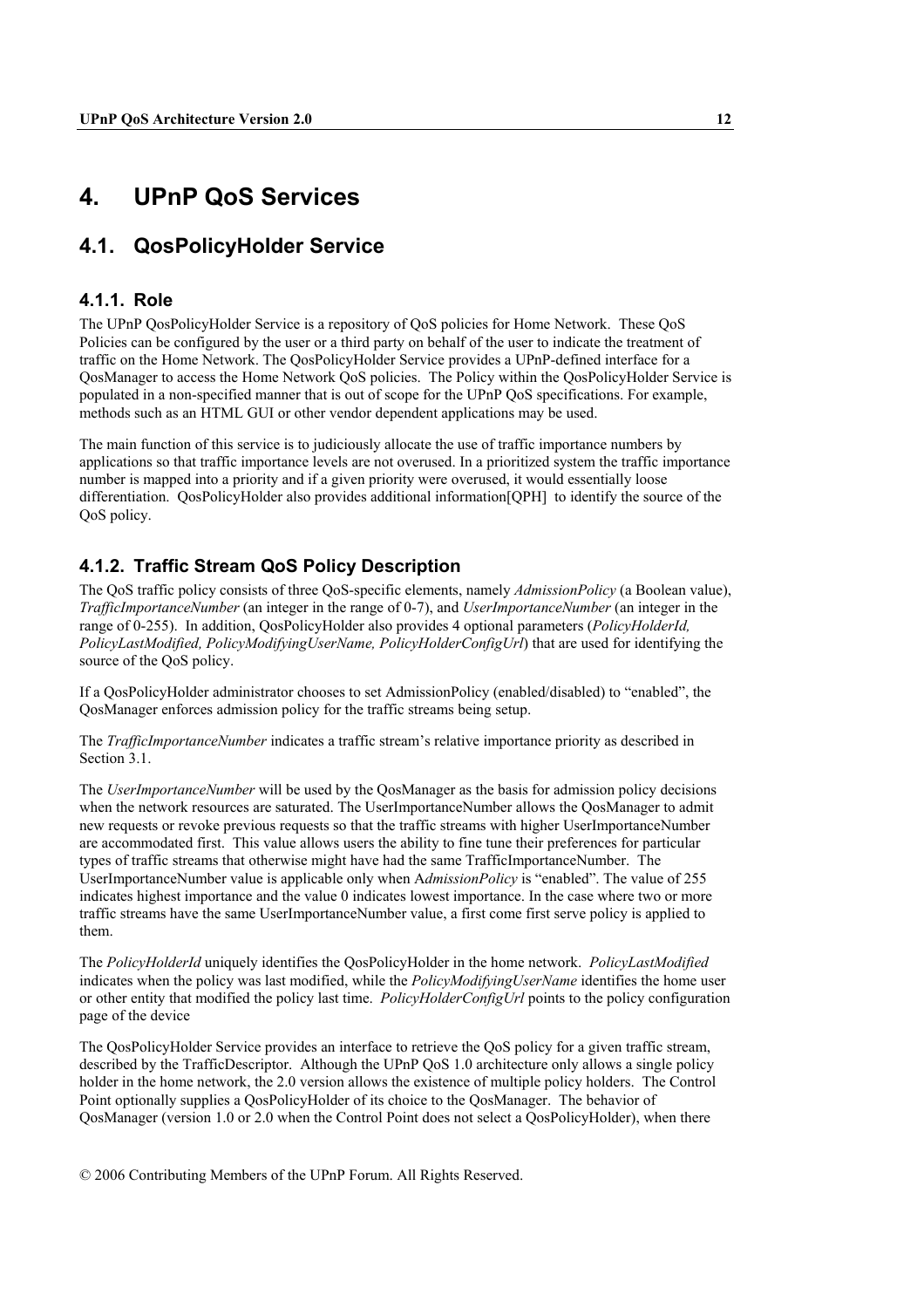# 4. UPnP QoS Services

## 4.1. QosPolicyHolder Service

### 4.1.1. Role

The UPnP QosPolicyHolder Service is a repository of QoS policies for Home Network. These QoS Policies can be configured by the user or a third party on behalf of the user to indicate the treatment of traffic on the Home Network. The QosPolicyHolder Service provides a UPnP-defined interface for a QosManager to access the Home Network QoS policies. The Policy within the QosPolicyHolder Service is populated in a non-specified manner that is out of scope for the UPnP QoS specifications. For example, methods such as an HTML GUI or other vendor dependent applications may be used.

The main function of this service is to judiciously allocate the use of traffic importance numbers by applications so that traffic importance levels are not overused. In a prioritized system the traffic importance number is mapped into a priority and if a given priority were overused, it would essentially loose differentiation. QosPolicyHolder also provides additional information[QPH] to identify the source of the QoS policy.

### 4.1.2. Traffic Stream QoS Policy Description

The QoS traffic policy consists of three QoS-specific elements, namely *AdmissionPolicy* (a Boolean value), *TrafficImportanceNumber* (an integer in the range of 0-7), and *UserImportanceNumber* (an integer in the range of 0-255). In addition, QosPolicyHolder also provides 4 optional parameters (*PolicyHolderId, PolicyLastModified, PolicyModifyingUserName, PolicyHolderConfigUrl*) that are used for identifying the source of the QoS policy.

If a QosPolicyHolder administrator chooses to set AdmissionPolicy (enabled/disabled) to "enabled", the QosManager enforces admission policy for the traffic streams being setup.

The *TrafficImportanceNumber* indicates a traffic stream's relative importance priority as described in Section 3.1.

The *UserImportanceNumber* will be used by the QosManager as the basis for admission policy decisions when the network resources are saturated. The UserImportanceNumber allows the QosManager to admit new requests or revoke previous requests so that the traffic streams with higher UserImportanceNumber are accommodated first. This value allows users the ability to fine tune their preferences for particular types of traffic streams that otherwise might have had the same TrafficImportanceNumber. The UserImportanceNumber value is applicable only when A*dmissionPolicy* is "enabled". The value of 255 indicates highest importance and the value 0 indicates lowest importance. In the case where two or more traffic streams have the same UserImportanceNumber value, a first come first serve policy is applied to them.

The *PolicyHolderId* uniquely identifies the QosPolicyHolder in the home network. *PolicyLastModified* indicates when the policy was last modified, while the *PolicyModifyingUserName* identifies the home user or other entity that modified the policy last time. *PolicyHolderConfigUrl* points to the policy configuration page of the device

The QosPolicyHolder Service provides an interface to retrieve the QoS policy for a given traffic stream, described by the TrafficDescriptor. Although the UPnP QoS 1.0 architecture only allows a single policy holder in the home network, the 2.0 version allows the existence of multiple policy holders. The Control Point optionally supplies a QosPolicyHolder of its choice to the QosManager. The behavior of QosManager (version 1.0 or 2.0 when the Control Point does not select a QosPolicyHolder), when there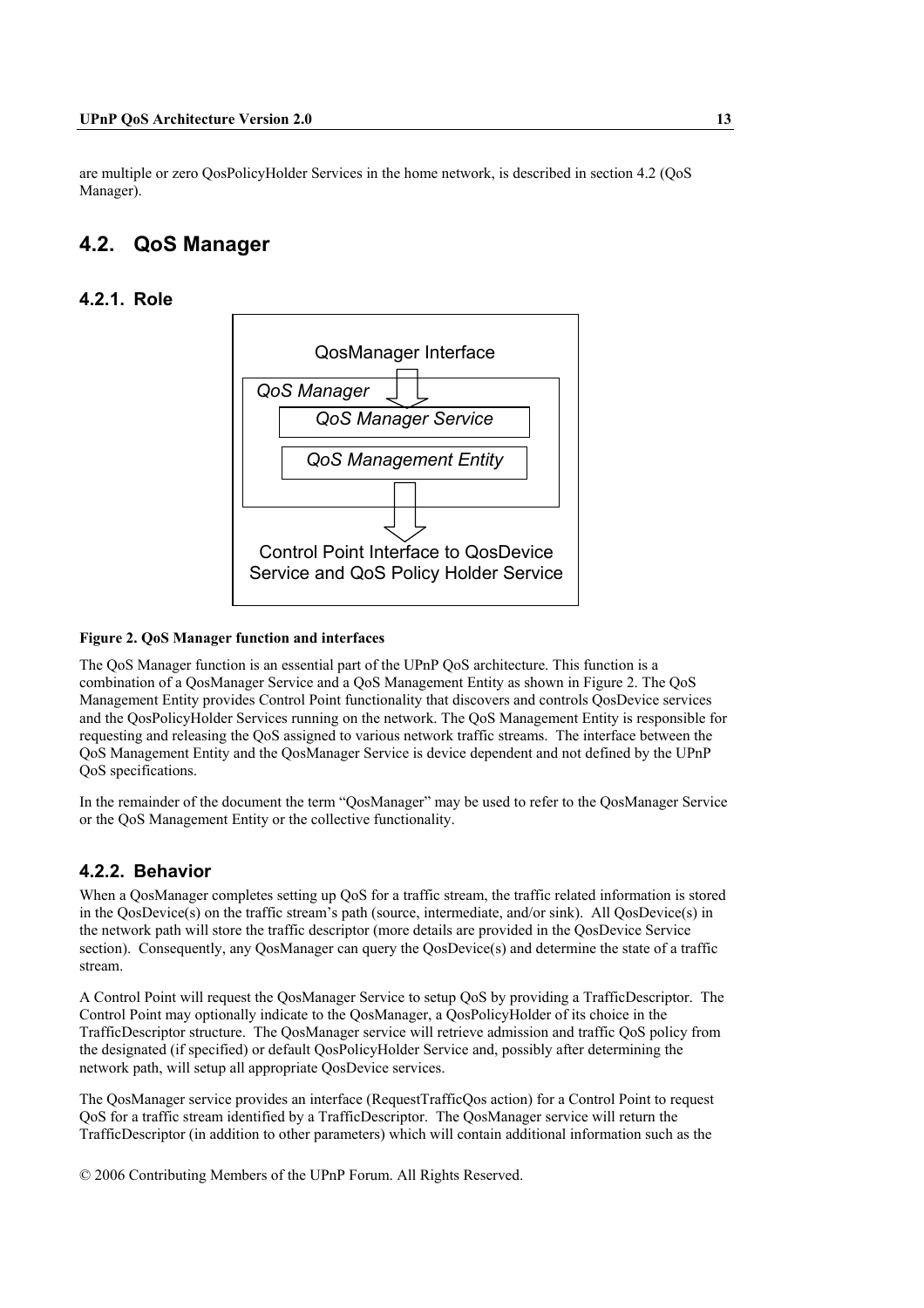are multiple or zero QosPolicyHolder Services in the home network, is described in section 4.2 (QoS Manager).

## 4.2. QoS Manager

### 4.2.1. Role

QosManager Interface

*QoS Manager*

*QoS Manager Service*

*QoS Management Entity*

Control Point Interface to QosDevice Service and QoS Policy Holder Service

**Figure 2. QoS Manager function and interfaces**

The QoS Manager function is an essential part of the UPnP QoS architecture. This function is a combination of a QosManager Service and a QoS Management Entity as shown in Figure 2. The QoS Management Entity provides Control Point functionality that discovers and controls QosDevice services and the QosPolicyHolder Services running on the network. The QoS Management Entity is responsible for requesting and releasing the QoS assigned to various network traffic streams. The interface between the QoS Management Entity and the QosManager Service is device dependent and not defined by the UPnP QoS specifications.

In the remainder of the document the term "QosManager" may be used to refer to the QosManager Service or the QoS Management Entity or the collective functionality.

### 4.2.2. Behavior

When a QosManager completes setting up QoS for a traffic stream, the traffic related information is stored in the QosDevice(s) on the traffic stream's path (source, intermediate, and/or sink). All QosDevice(s) in the network path will store the traffic descriptor (more details are provided in the QosDevice Service section). Consequently, any QosManager can query the QosDevice(s) and determine the state of a traffic stream.

A Control Point will request the QosManager Service to setup QoS by providing a TrafficDescriptor. The Control Point may optionally indicate to the QosManager, a QosPolicyHolder of its choice in the TrafficDescriptor structure. The QosManager service will retrieve admission and traffic QoS policy from the designated (if specified) or default QosPolicyHolder Service and, possibly after determining the network path, will setup all appropriate QosDevice services.

The QosManager service provides an interface (RequestTrafficQos action) for a Control Point to request QoS for a traffic stream identified by a TrafficDescriptor. The QosManager service will return the TrafficDescriptor (in addition to other parameters) which will contain additional information such as the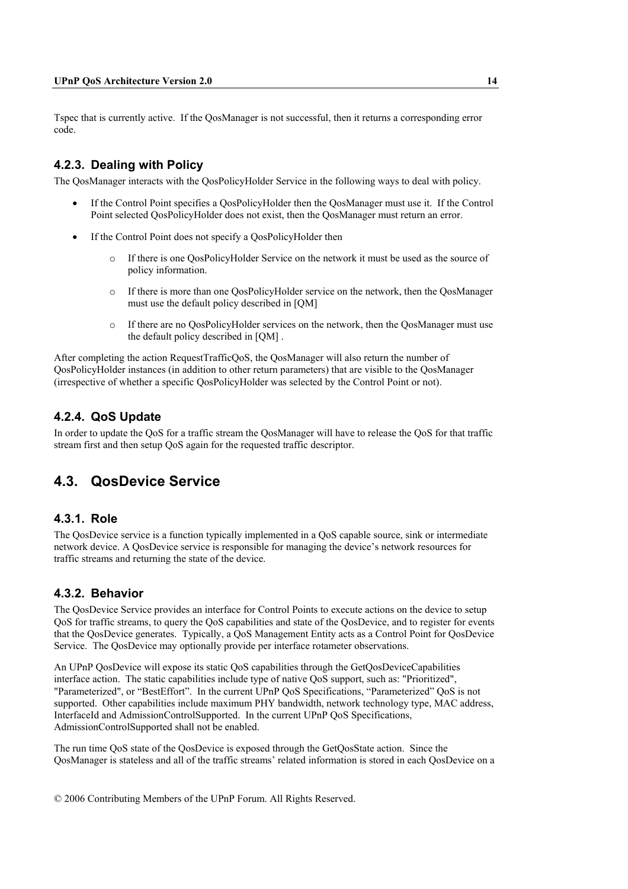Tspec that is currently active. If the QosManager is not successful, then it returns a corresponding error code.

### 4.2.3. Dealing with Policy

The QosManager interacts with the QosPolicyHolder Service in the following ways to deal with policy.

- If the Control Point specifies a QosPolicyHolder then the QosManager must use it. If the Control Point selected QosPolicyHolder does not exist, then the QosManager must return an error.
- If the Control Point does not specify a QosPolicyHolder then
  - If there is one QosPolicyHolder Service on the network it must be used as the source of policy information.
  - If there is more than one QosPolicyHolder service on the network, then the QosManager must use the default policy described in [QM]
  - If there are no QosPolicyHolder services on the network, then the QosManager must use the default policy described in [QM] .

After completing the action RequestTrafficQoS, the QosManager will also return the number of QosPolicyHolder instances (in addition to other return parameters) that are visible to the QosManager (irrespective of whether a specific QosPolicyHolder was selected by the Control Point or not).

### 4.2.4. QoS Update

In order to update the QoS for a traffic stream the QosManager will have to release the QoS for that traffic stream first and then setup QoS again for the requested traffic descriptor.

## 4.3. QosDevice Service

### 4.3.1. Role

The QosDevice service is a function typically implemented in a QoS capable source, sink or intermediate network device. A QosDevice service is responsible for managing the device's network resources for traffic streams and returning the state of the device.

### 4.3.2. Behavior

The QosDevice Service provides an interface for Control Points to execute actions on the device to setup QoS for traffic streams, to query the QoS capabilities and state of the QosDevice, and to register for events that the QosDevice generates. Typically, a QoS Management Entity acts as a Control Point for QosDevice Service. The QosDevice may optionally provide per interface rotameter observations.

An UPnP QosDevice will expose its static QoS capabilities through the GetQosDeviceCapabilities interface action. The static capabilities include type of native QoS support, such as: "Prioritized", "Parameterized", or "BestEffort". In the current UPnP QoS Specifications, "Parameterized" QoS is not supported. Other capabilities include maximum PHY bandwidth, network technology type, MAC address, InterfaceId and AdmissionControlSupported. In the current UPnP QoS Specifications, AdmissionControlSupported shall not be enabled.

The run time QoS state of the QosDevice is exposed through the GetQosState action. Since the QosManager is stateless and all of the traffic streams' related information is stored in each QosDevice on a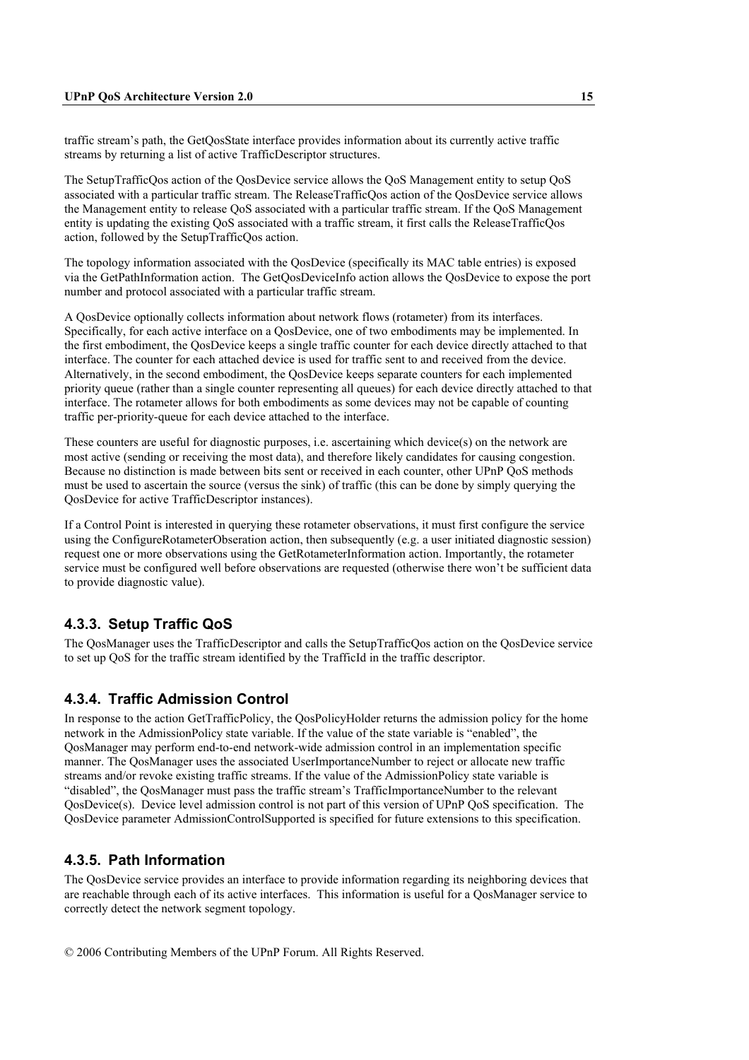traffic stream's path, the GetQosState interface provides information about its currently active traffic streams by returning a list of active TrafficDescriptor structures.

The SetupTrafficQos action of the QosDevice service allows the QoS Management entity to setup QoS associated with a particular traffic stream. The ReleaseTrafficQos action of the QosDevice service allows the Management entity to release QoS associated with a particular traffic stream. If the QoS Management entity is updating the existing QoS associated with a traffic stream, it first calls the ReleaseTrafficQos action, followed by the SetupTrafficQos action.

The topology information associated with the QosDevice (specifically its MAC table entries) is exposed via the GetPathInformation action. The GetQosDeviceInfo action allows the QosDevice to expose the port number and protocol associated with a particular traffic stream.

A QosDevice optionally collects information about network flows (rotameter) from its interfaces. Specifically, for each active interface on a QosDevice, one of two embodiments may be implemented. In the first embodiment, the QosDevice keeps a single traffic counter for each device directly attached to that interface. The counter for each attached device is used for traffic sent to and received from the device. Alternatively, in the second embodiment, the QosDevice keeps separate counters for each implemented priority queue (rather than a single counter representing all queues) for each device directly attached to that interface. The rotameter allows for both embodiments as some devices may not be capable of counting traffic per-priority-queue for each device attached to the interface.

These counters are useful for diagnostic purposes, i.e. ascertaining which device(s) on the network are most active (sending or receiving the most data), and therefore likely candidates for causing congestion. Because no distinction is made between bits sent or received in each counter, other UPnP QoS methods must be used to ascertain the source (versus the sink) of traffic (this can be done by simply querying the QosDevice for active TrafficDescriptor instances).

If a Control Point is interested in querying these rotameter observations, it must first configure the service using the ConfigureRotameterObseration action, then subsequently (e.g. a user initiated diagnostic session) request one or more observations using the GetRotameterInformation action. Importantly, the rotameter service must be configured well before observations are requested (otherwise there won't be sufficient data to provide diagnostic value).

### 4.3.3. Setup Traffic QoS

The QosManager uses the TrafficDescriptor and calls the SetupTrafficQos action on the QosDevice service to set up QoS for the traffic stream identified by the TrafficId in the traffic descriptor.

### 4.3.4. Traffic Admission Control

In response to the action GetTrafficPolicy, the QosPolicyHolder returns the admission policy for the home network in the AdmissionPolicy state variable. If the value of the state variable is "enabled", the QosManager may perform end-to-end network-wide admission control in an implementation specific manner. The QosManager uses the associated UserImportanceNumber to reject or allocate new traffic streams and/or revoke existing traffic streams. If the value of the AdmissionPolicy state variable is "disabled", the QosManager must pass the traffic stream's TrafficImportanceNumber to the relevant QosDevice(s). Device level admission control is not part of this version of UPnP QoS specification. The QosDevice parameter AdmissionControlSupported is specified for future extensions to this specification.

### 4.3.5. Path Information

The QosDevice service provides an interface to provide information regarding its neighboring devices that are reachable through each of its active interfaces. This information is useful for a QosManager service to correctly detect the network segment topology.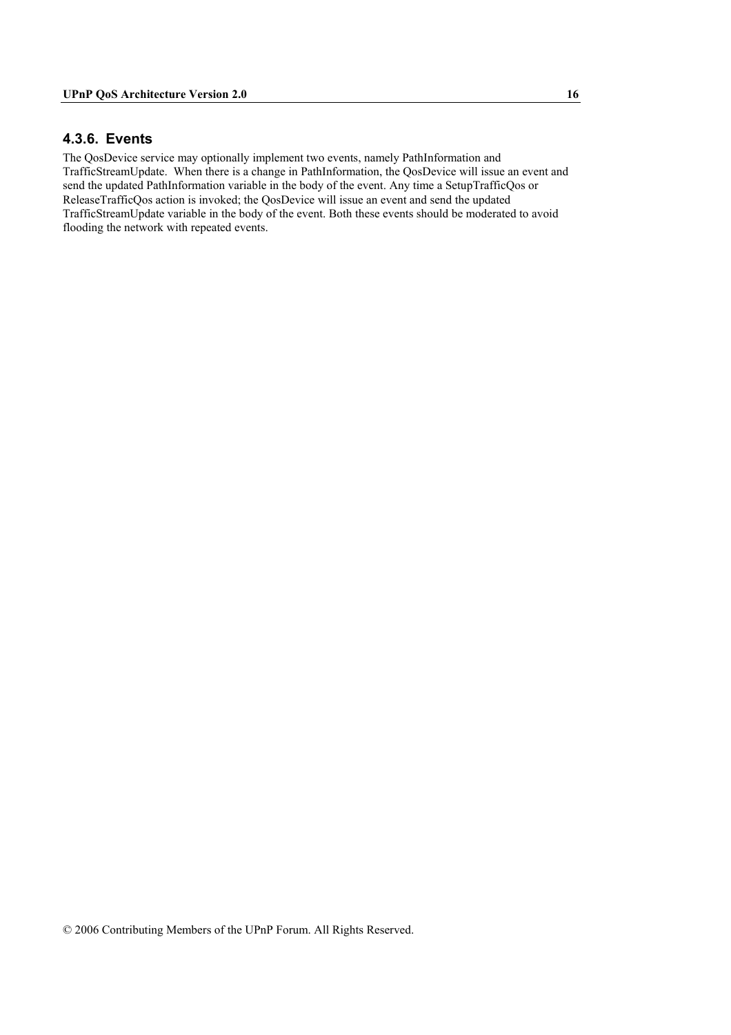### 4.3.6. Events

The QosDevice service may optionally implement two events, namely PathInformation and TrafficStreamUpdate. When there is a change in PathInformation, the QosDevice will issue an event and send the updated PathInformation variable in the body of the event. Any time a SetupTrafficQos or ReleaseTrafficQos action is invoked; the QosDevice will issue an event and send the updated TrafficStreamUpdate variable in the body of the event. Both these events should be moderated to avoid flooding the network with repeated events.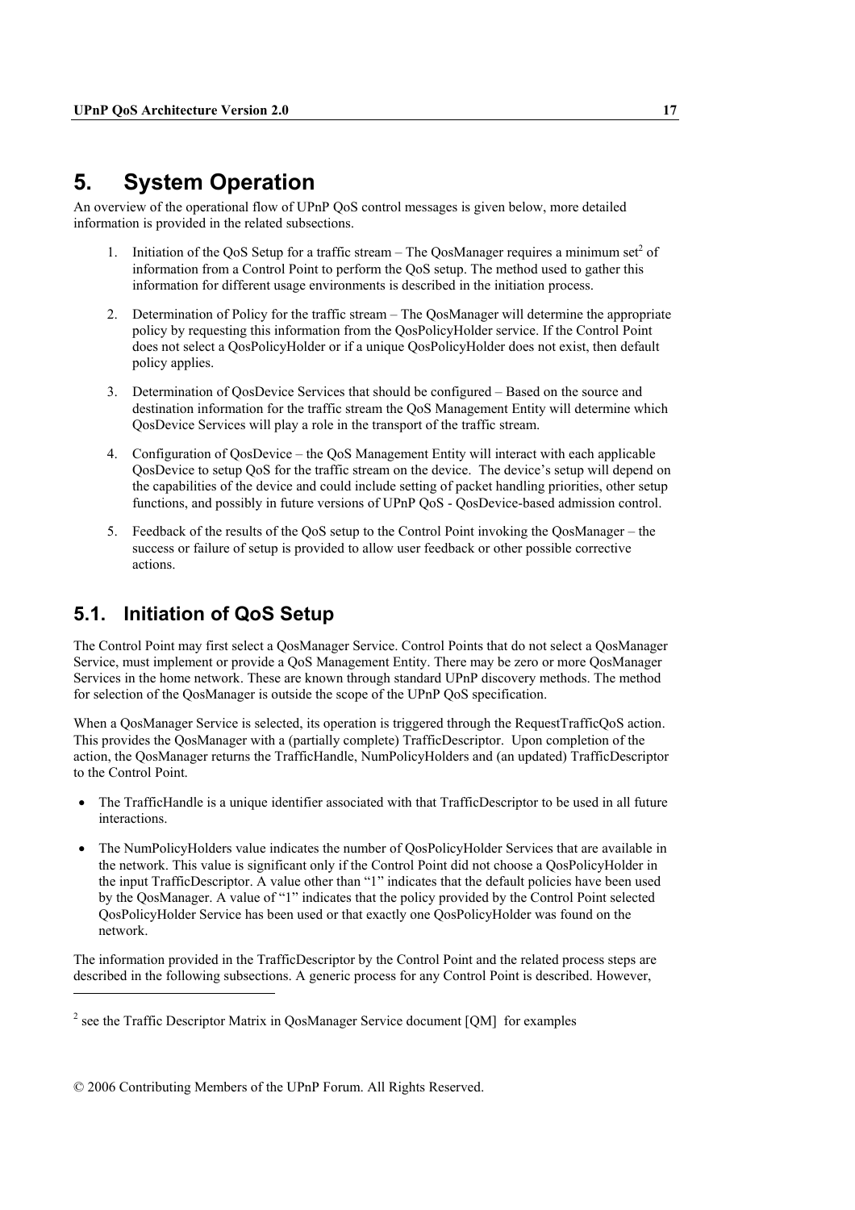# 5. System Operation

An overview of the operational flow of UPnP QoS control messages is given below, more detailed information is provided in the related subsections.

1. Initiation of the QoS Setup for a traffic stream – The QosManager requires a minimum set[2] of information from a Control Point to perform the QoS setup. The method used to gather this information for different usage environments is described in the initiation process.

2. Determination of Policy for the traffic stream – The QosManager will determine the appropriate policy by requesting this information from the QosPolicyHolder service. If the Control Point does not select a QosPolicyHolder or if a unique QosPolicyHolder does not exist, then default policy applies.

3. Determination of QosDevice Services that should be configured – Based on the source and destination information for the traffic stream the QoS Management Entity will determine which QosDevice Services will play a role in the transport of the traffic stream.

4. Configuration of QosDevice – the QoS Management Entity will interact with each applicable QosDevice to setup QoS for the traffic stream on the device. The device's setup will depend on the capabilities of the device and could include setting of packet handling priorities, other setup functions, and possibly in future versions of UPnP QoS - QosDevice-based admission control.

5. Feedback of the results of the QoS setup to the Control Point invoking the QosManager – the success or failure of setup is provided to allow user feedback or other possible corrective actions.

## 5.1. Initiation of QoS Setup

The Control Point may first select a QosManager Service. Control Points that do not select a QosManager Service, must implement or provide a QoS Management Entity. There may be zero or more QosManager Services in the home network. These are known through standard UPnP discovery methods. The method for selection of the QosManager is outside the scope of the UPnP QoS specification.

When a QosManager Service is selected, its operation is triggered through the RequestTrafficQoS action. This provides the QosManager with a (partially complete) TrafficDescriptor. Upon completion of the action, the QosManager returns the TrafficHandle, NumPolicyHolders and (an updated) TrafficDescriptor to the Control Point.

- The TrafficHandle is a unique identifier associated with that TrafficDescriptor to be used in all future interactions.
- The NumPolicyHolders value indicates the number of QosPolicyHolder Services that are available in the network. This value is significant only if the Control Point did not choose a QosPolicyHolder in the input TrafficDescriptor. A value other than "1" indicates that the default policies have been used by the QosManager. A value of "1" indicates that the policy provided by the Control Point selected QosPolicyHolder Service has been used or that exactly one QosPolicyHolder was found on the network.

The information provided in the TrafficDescriptor by the Control Point and the related process steps are described in the following subsections. A generic process for any Control Point is described. However,

[2] see the Traffic Descriptor Matrix in QosManager Service document [QM] for examples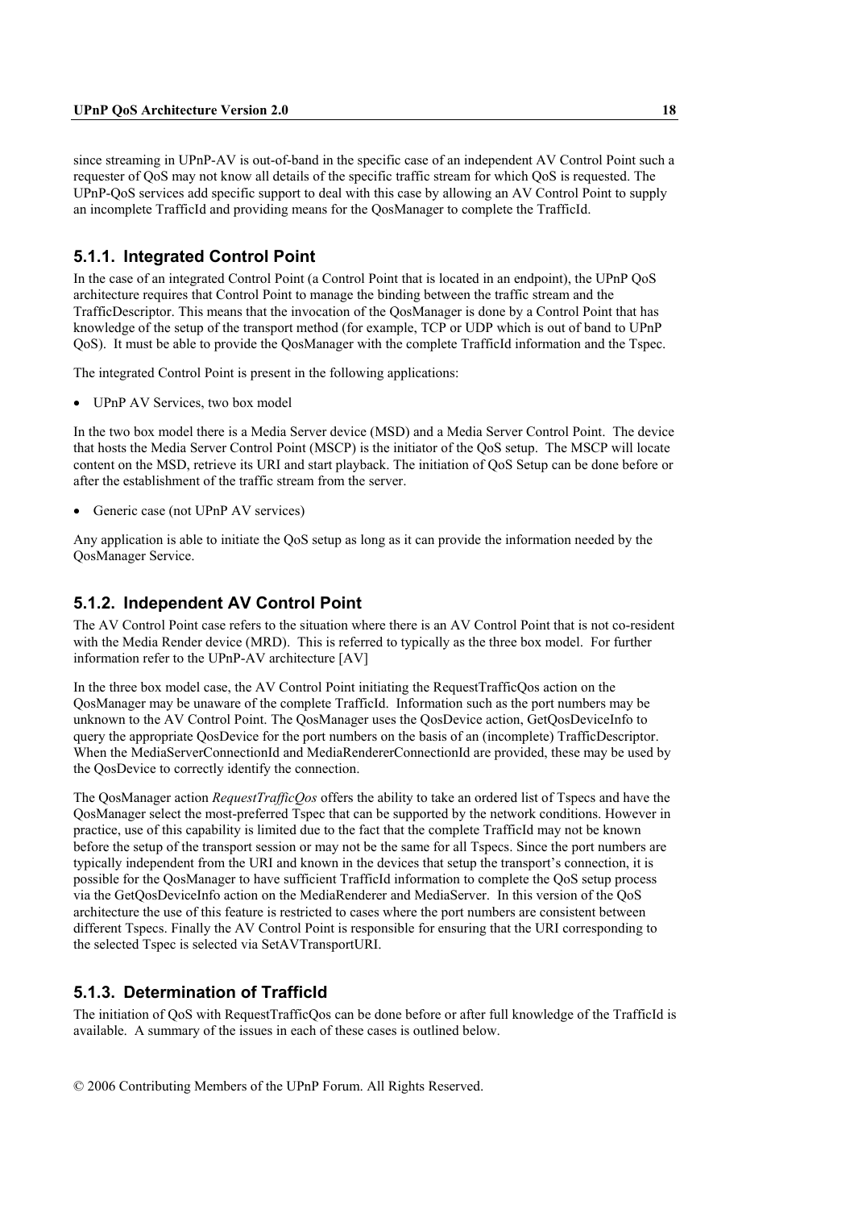since streaming in UPnP-AV is out-of-band in the specific case of an independent AV Control Point such a requester of QoS may not know all details of the specific traffic stream for which QoS is requested. The UPnP-QoS services add specific support to deal with this case by allowing an AV Control Point to supply an incomplete TrafficId and providing means for the QosManager to complete the TrafficId.

### 5.1.1. Integrated Control Point

In the case of an integrated Control Point (a Control Point that is located in an endpoint), the UPnP QoS architecture requires that Control Point to manage the binding between the traffic stream and the TrafficDescriptor. This means that the invocation of the QosManager is done by a Control Point that has knowledge of the setup of the transport method (for example, TCP or UDP which is out of band to UPnP QoS). It must be able to provide the QosManager with the complete TrafficId information and the Tspec.

The integrated Control Point is present in the following applications:

- UPnP AV Services, two box model

In the two box model there is a Media Server device (MSD) and a Media Server Control Point. The device that hosts the Media Server Control Point (MSCP) is the initiator of the QoS setup. The MSCP will locate content on the MSD, retrieve its URI and start playback. The initiation of QoS Setup can be done before or after the establishment of the traffic stream from the server.

- Generic case (not UPnP AV services)

Any application is able to initiate the QoS setup as long as it can provide the information needed by the QosManager Service.

### 5.1.2. Independent AV Control Point

The AV Control Point case refers to the situation where there is an AV Control Point that is not co-resident with the Media Render device (MRD). This is referred to typically as the three box model. For further information refer to the UPnP-AV architecture [AV]

In the three box model case, the AV Control Point initiating the RequestTrafficQos action on the QosManager may be unaware of the complete TrafficId. Information such as the port numbers may be unknown to the AV Control Point. The QosManager uses the QosDevice action, GetQosDeviceInfo to query the appropriate QosDevice for the port numbers on the basis of an (incomplete) TrafficDescriptor. When the MediaServerConnectionId and MediaRendererConnectionId are provided, these may be used by the QosDevice to correctly identify the connection.

The QosManager action *RequestTrafficQos* offers the ability to take an ordered list of Tspecs and have the QosManager select the most-preferred Tspec that can be supported by the network conditions. However in practice, use of this capability is limited due to the fact that the complete TrafficId may not be known before the setup of the transport session or may not be the same for all Tspecs. Since the port numbers are typically independent from the URI and known in the devices that setup the transport's connection, it is possible for the QosManager to have sufficient TrafficId information to complete the QoS setup process via the GetQosDeviceInfo action on the MediaRenderer and MediaServer. In this version of the QoS architecture the use of this feature is restricted to cases where the port numbers are consistent between different Tspecs. Finally the AV Control Point is responsible for ensuring that the URI corresponding to the selected Tspec is selected via SetAVTransportURI.

### 5.1.3. Determination of TrafficId

The initiation of QoS with RequestTrafficQos can be done before or after full knowledge of the TrafficId is available. A summary of the issues in each of these cases is outlined below.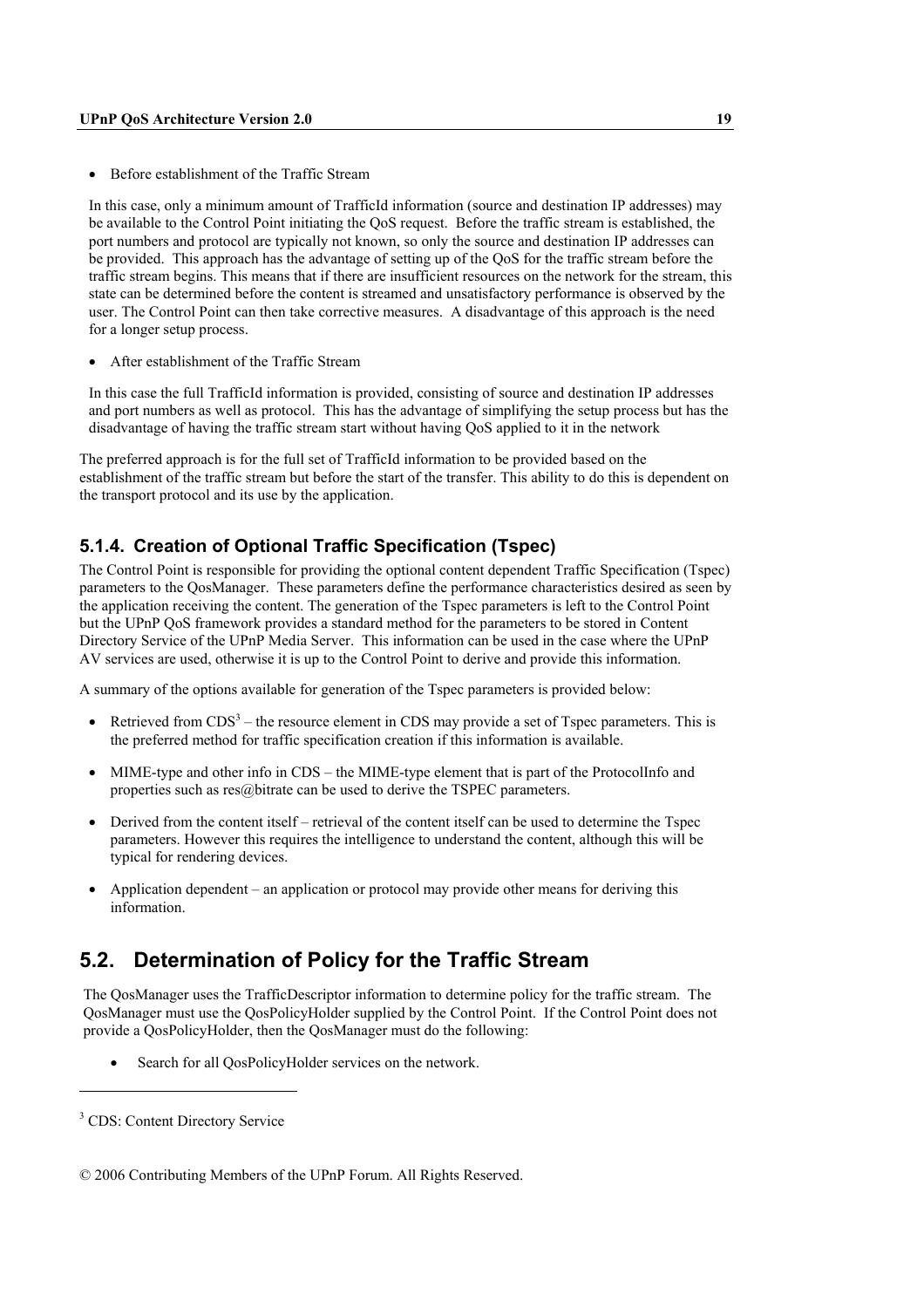- Before establishment of the Traffic Stream

  In this case, only a minimum amount of TrafficId information (source and destination IP addresses) may be available to the Control Point initiating the QoS request. Before the traffic stream is established, the port numbers and protocol are typically not known, so only the source and destination IP addresses can be provided. This approach has the advantage of setting up of the QoS for the traffic stream before the traffic stream begins. This means that if there are insufficient resources on the network for the stream, this state can be determined before the content is streamed and unsatisfactory performance is observed by the user. The Control Point can then take corrective measures. A disadvantage of this approach is the need for a longer setup process.

- After establishment of the Traffic Stream

  In this case the full TrafficId information is provided, consisting of source and destination IP addresses and port numbers as well as protocol. This has the advantage of simplifying the setup process but has the disadvantage of having the traffic stream start without having QoS applied to it in the network

The preferred approach is for the full set of TrafficId information to be provided based on the establishment of the traffic stream but before the start of the transfer. This ability to do this is dependent on the transport protocol and its use by the application.

### 5.1.4. Creation of Optional Traffic Specification (Tspec)

The Control Point is responsible for providing the optional content dependent Traffic Specification (Tspec) parameters to the QosManager. These parameters define the performance characteristics desired as seen by the application receiving the content. The generation of the Tspec parameters is left to the Control Point but the UPnP QoS framework provides a standard method for the parameters to be stored in Content Directory Service of the UPnP Media Server. This information can be used in the case where the UPnP AV services are used, otherwise it is up to the Control Point to derive and provide this information.

A summary of the options available for generation of the Tspec parameters is provided below:

- Retrieved from CDS[3] – the resource element in CDS may provide a set of Tspec parameters. This is the preferred method for traffic specification creation if this information is available.
- MIME-type and other info in CDS – the MIME-type element that is part of the ProtocolInfo and properties such as res@bitrate can be used to derive the TSPEC parameters.
- Derived from the content itself – retrieval of the content itself can be used to determine the Tspec parameters. However this requires the intelligence to understand the content, although this will be typical for rendering devices.
- Application dependent – an application or protocol may provide other means for deriving this information.

## 5.2. Determination of Policy for the Traffic Stream

The QosManager uses the TrafficDescriptor information to determine policy for the traffic stream. The QosManager must use the QosPolicyHolder supplied by the Control Point. If the Control Point does not provide a QosPolicyHolder, then the QosManager must do the following:

- Search for all QosPolicyHolder services on the network.

[3] CDS: Content Directory Service

© 2006 Contributing Members of the UPnP Forum. All Rights Reserved.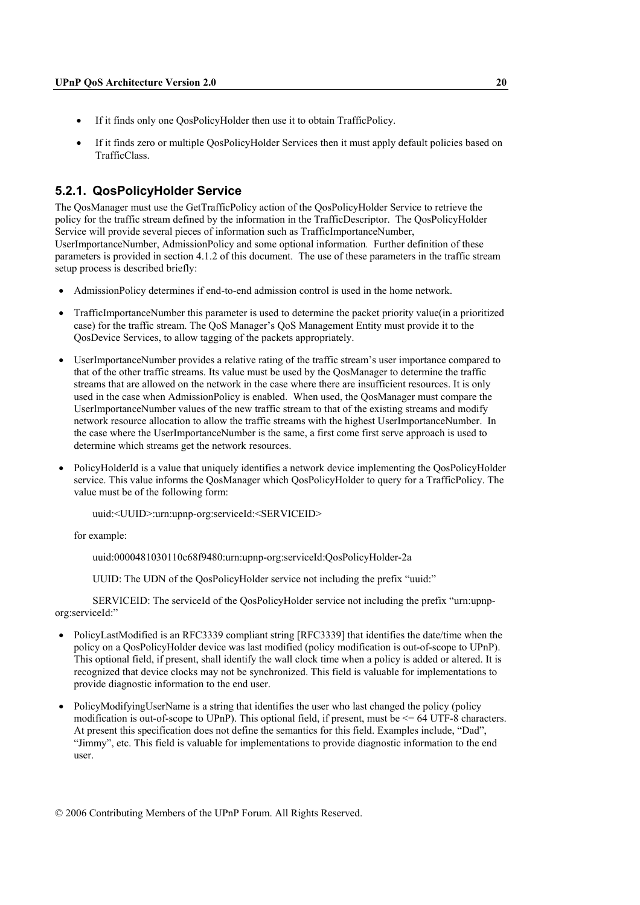- If it finds only one QosPolicyHolder then use it to obtain TrafficPolicy.
- If it finds zero or multiple QosPolicyHolder Services then it must apply default policies based on TrafficClass.

### 5.2.1. QosPolicyHolder Service

The QosManager must use the GetTrafficPolicy action of the QosPolicyHolder Service to retrieve the policy for the traffic stream defined by the information in the TrafficDescriptor. The QosPolicyHolder Service will provide several pieces of information such as TrafficImportanceNumber, UserImportanceNumber, AdmissionPolicy and some optional information. Further definition of these parameters is provided in section 4.1.2 of this document. The use of these parameters in the traffic stream setup process is described briefly:

- AdmissionPolicy determines if end-to-end admission control is used in the home network.
- TrafficImportanceNumber this parameter is used to determine the packet priority value(in a prioritized case) for the traffic stream. The QoS Manager's QoS Management Entity must provide it to the QosDevice Services, to allow tagging of the packets appropriately.
- UserImportanceNumber provides a relative rating of the traffic stream's user importance compared to that of the other traffic streams. Its value must be used by the QosManager to determine the traffic streams that are allowed on the network in the case where there are insufficient resources. It is only used in the case when AdmissionPolicy is enabled. When used, the QosManager must compare the UserImportanceNumber values of the new traffic stream to that of the existing streams and modify network resource allocation to allow the traffic streams with the highest UserImportanceNumber. In the case where the UserImportanceNumber is the same, a first come first serve approach is used to determine which streams get the network resources.
- PolicyHolderId is a value that uniquely identifies a network device implementing the QosPolicyHolder service. This value informs the QosManager which QosPolicyHolder to query for a TrafficPolicy. The value must be of the following form:

  uuid:<UUID>:urn:upnp-org:serviceId:<SERVICEID>

  for example:

  uuid:0000481030110c68f9480:urn:upnp-org:serviceId:QosPolicyHolder-2a

  UUID: The UDN of the QosPolicyHolder service not including the prefix "uuid:"

  SERVICEID: The serviceId of the QosPolicyHolder service not including the prefix "urn:upnp-org:serviceId:"

- PolicyLastModified is an RFC3339 compliant string [RFC3339] that identifies the date/time when the policy on a QosPolicyHolder device was last modified (policy modification is out-of-scope to UPnP). This optional field, if present, shall identify the wall clock time when a policy is added or altered. It is recognized that device clocks may not be synchronized. This field is valuable for implementations to provide diagnostic information to the end user.
- PolicyModifyingUserName is a string that identifies the user who last changed the policy (policy modification is out-of-scope to UPnP). This optional field, if present, must be <= 64 UTF-8 characters. At present this specification does not define the semantics for this field. Examples include, "Dad", "Jimmy", etc. This field is valuable for implementations to provide diagnostic information to the end user.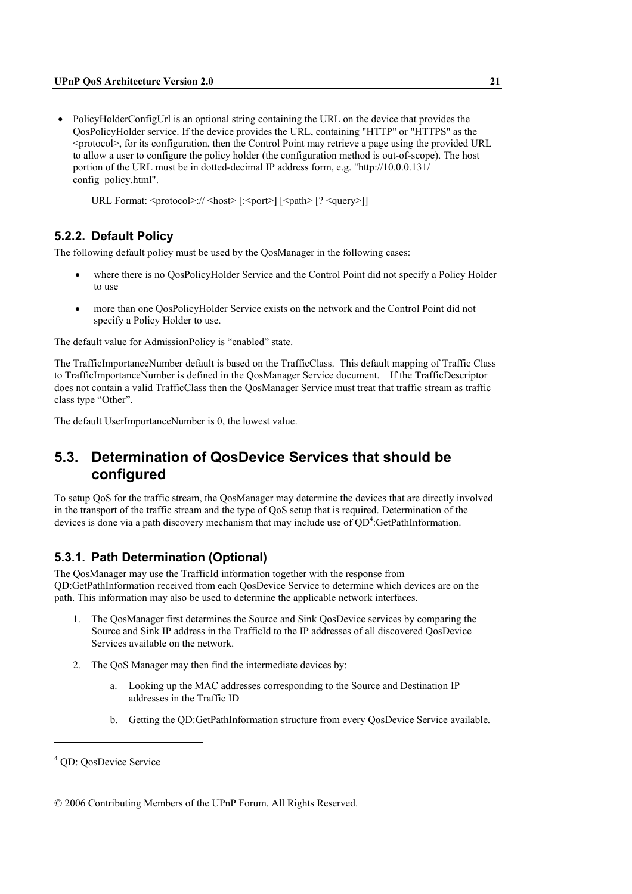- PolicyHolderConfigUrl is an optional string containing the URL on the device that provides the QosPolicyHolder service. If the device provides the URL, containing "HTTP" or "HTTPS" as the <protocol>, for its configuration, then the Control Point may retrieve a page using the provided URL to allow a user to configure the policy holder (the configuration method is out-of-scope). The host portion of the URL must be in dotted-decimal IP address form, e.g. "http://10.0.0.131/ config_policy.html".

  URL Format: <protocol>:// <host> [:<port>] [<path> [? <query>]]

### 5.2.2. Default Policy

The following default policy must be used by the QosManager in the following cases:

- where there is no QosPolicyHolder Service and the Control Point did not specify a Policy Holder to use
- more than one QosPolicyHolder Service exists on the network and the Control Point did not specify a Policy Holder to use.

The default value for AdmissionPolicy is "enabled" state.

The TrafficImportanceNumber default is based on the TrafficClass. This default mapping of Traffic Class to TrafficImportanceNumber is defined in the QosManager Service document. If the TrafficDescriptor does not contain a valid TrafficClass then the QosManager Service must treat that traffic stream as traffic class type "Other".

The default UserImportanceNumber is 0, the lowest value.

## 5.3. Determination of QosDevice Services that should be configured

To setup QoS for the traffic stream, the QosManager may determine the devices that are directly involved in the transport of the traffic stream and the type of QoS setup that is required. Determination of the devices is done via a path discovery mechanism that may include use of QD[4]:GetPathInformation.

### 5.3.1. Path Determination (Optional)

The QosManager may use the TrafficId information together with the response from QD:GetPathInformation received from each QosDevice Service to determine which devices are on the path. This information may also be used to determine the applicable network interfaces.

1. The QosManager first determines the Source and Sink QosDevice services by comparing the Source and Sink IP address in the TrafficId to the IP addresses of all discovered QosDevice Services available on the network.
2. The QoS Manager may then find the intermediate devices by:
   a. Looking up the MAC addresses corresponding to the Source and Destination IP addresses in the Traffic ID
   b. Getting the QD:GetPathInformation structure from every QosDevice Service available.

[4] QD: QosDevice Service

© 2006 Contributing Members of the UPnP Forum. All Rights Reserved.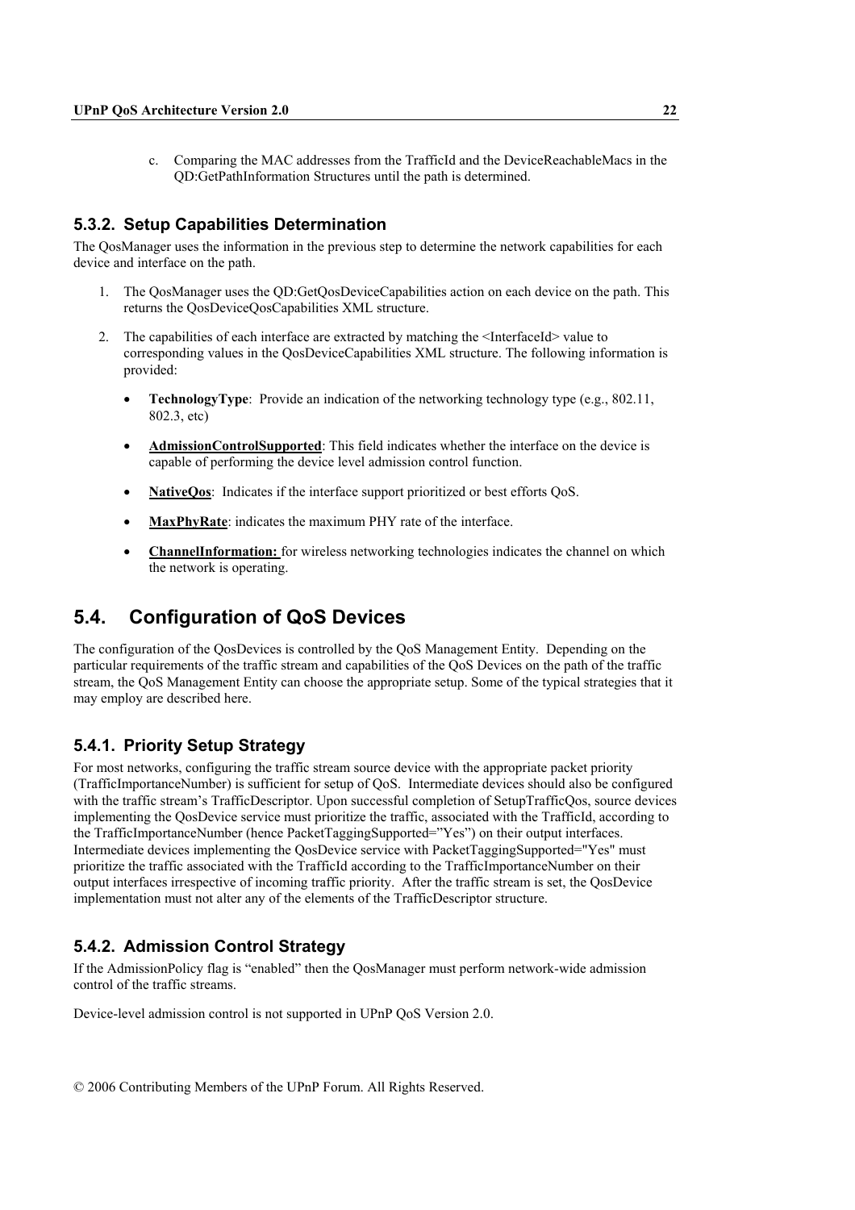c. Comparing the MAC addresses from the TrafficId and the DeviceReachableMacs in the QD:GetPathInformation Structures until the path is determined.

### 5.3.2. Setup Capabilities Determination

The QosManager uses the information in the previous step to determine the network capabilities for each device and interface on the path.

1. The QosManager uses the QD:GetQosDeviceCapabilities action on each device on the path. This returns the QosDeviceQosCapabilities XML structure.

2. The capabilities of each interface are extracted by matching the <InterfaceId> value to corresponding values in the QosDeviceCapabilities XML structure. The following information is provided:

   - **TechnologyType**: Provide an indication of the networking technology type (e.g., 802.11, 802.3, etc)

   - **AdmissionControlSupported**: This field indicates whether the interface on the device is capable of performing the device level admission control function.

   - **NativeQos**: Indicates if the interface support prioritized or best efforts QoS.

   - **MaxPhyRate**: indicates the maximum PHY rate of the interface.

   - **ChannelInformation:** for wireless networking technologies indicates the channel on which the network is operating.

## 5.4. Configuration of QoS Devices

The configuration of the QosDevices is controlled by the QoS Management Entity. Depending on the particular requirements of the traffic stream and capabilities of the QoS Devices on the path of the traffic stream, the QoS Management Entity can choose the appropriate setup. Some of the typical strategies that it may employ are described here.

### 5.4.1. Priority Setup Strategy

For most networks, configuring the traffic stream source device with the appropriate packet priority (TrafficImportanceNumber) is sufficient for setup of QoS. Intermediate devices should also be configured with the traffic stream's TrafficDescriptor. Upon successful completion of SetupTrafficQos, source devices implementing the QosDevice service must prioritize the traffic, associated with the TrafficId, according to the TrafficImportanceNumber (hence PacketTaggingSupported="Yes") on their output interfaces. Intermediate devices implementing the QosDevice service with PacketTaggingSupported="Yes" must prioritize the traffic associated with the TrafficId according to the TrafficImportanceNumber on their output interfaces irrespective of incoming traffic priority. After the traffic stream is set, the QosDevice implementation must not alter any of the elements of the TrafficDescriptor structure.

### 5.4.2. Admission Control Strategy

If the AdmissionPolicy flag is "enabled" then the QosManager must perform network-wide admission control of the traffic streams.

Device-level admission control is not supported in UPnP QoS Version 2.0.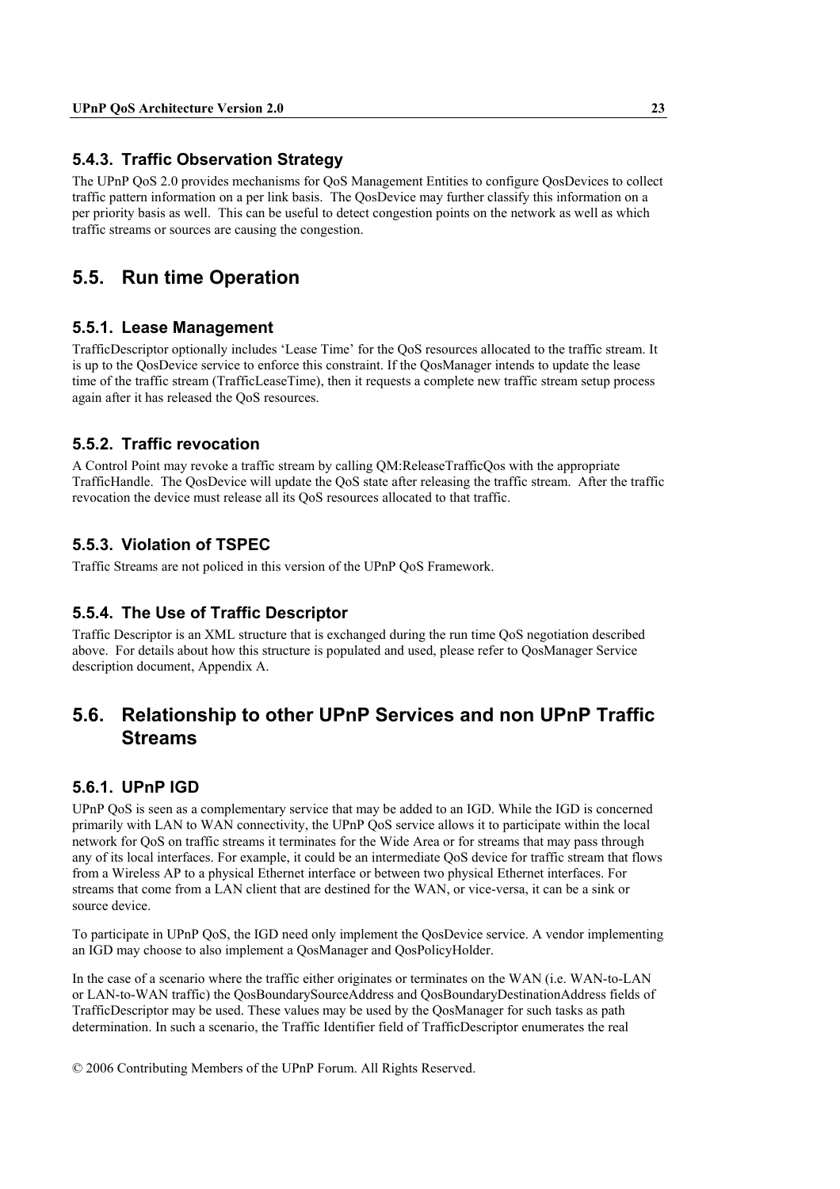### 5.4.3. Traffic Observation Strategy

The UPnP QoS 2.0 provides mechanisms for QoS Management Entities to configure QosDevices to collect traffic pattern information on a per link basis. The QosDevice may further classify this information on a per priority basis as well. This can be useful to detect congestion points on the network as well as which traffic streams or sources are causing the congestion.

## 5.5. Run time Operation

### 5.5.1. Lease Management

TrafficDescriptor optionally includes 'Lease Time' for the QoS resources allocated to the traffic stream. It is up to the QosDevice service to enforce this constraint. If the QosManager intends to update the lease time of the traffic stream (TrafficLeaseTime), then it requests a complete new traffic stream setup process again after it has released the QoS resources.

### 5.5.2. Traffic revocation

A Control Point may revoke a traffic stream by calling QM:ReleaseTrafficQos with the appropriate TrafficHandle. The QosDevice will update the QoS state after releasing the traffic stream. After the traffic revocation the device must release all its QoS resources allocated to that traffic.

### 5.5.3. Violation of TSPEC

Traffic Streams are not policed in this version of the UPnP QoS Framework.

### 5.5.4. The Use of Traffic Descriptor

Traffic Descriptor is an XML structure that is exchanged during the run time QoS negotiation described above. For details about how this structure is populated and used, please refer to QosManager Service description document, Appendix A.

## 5.6. Relationship to other UPnP Services and non UPnP Traffic Streams

### 5.6.1. UPnP IGD

UPnP QoS is seen as a complementary service that may be added to an IGD. While the IGD is concerned primarily with LAN to WAN connectivity, the UPnP QoS service allows it to participate within the local network for QoS on traffic streams it terminates for the Wide Area or for streams that may pass through any of its local interfaces. For example, it could be an intermediate QoS device for traffic stream that flows from a Wireless AP to a physical Ethernet interface or between two physical Ethernet interfaces. For streams that come from a LAN client that are destined for the WAN, or vice-versa, it can be a sink or source device.

To participate in UPnP QoS, the IGD need only implement the QosDevice service. A vendor implementing an IGD may choose to also implement a QosManager and QosPolicyHolder.

In the case of a scenario where the traffic either originates or terminates on the WAN (i.e. WAN-to-LAN or LAN-to-WAN traffic) the QosBoundarySourceAddress and QosBoundaryDestinationAddress fields of TrafficDescriptor may be used. These values may be used by the QosManager for such tasks as path determination. In such a scenario, the Traffic Identifier field of TrafficDescriptor enumerates the real

© 2006 Contributing Members of the UPnP Forum. All Rights Reserved.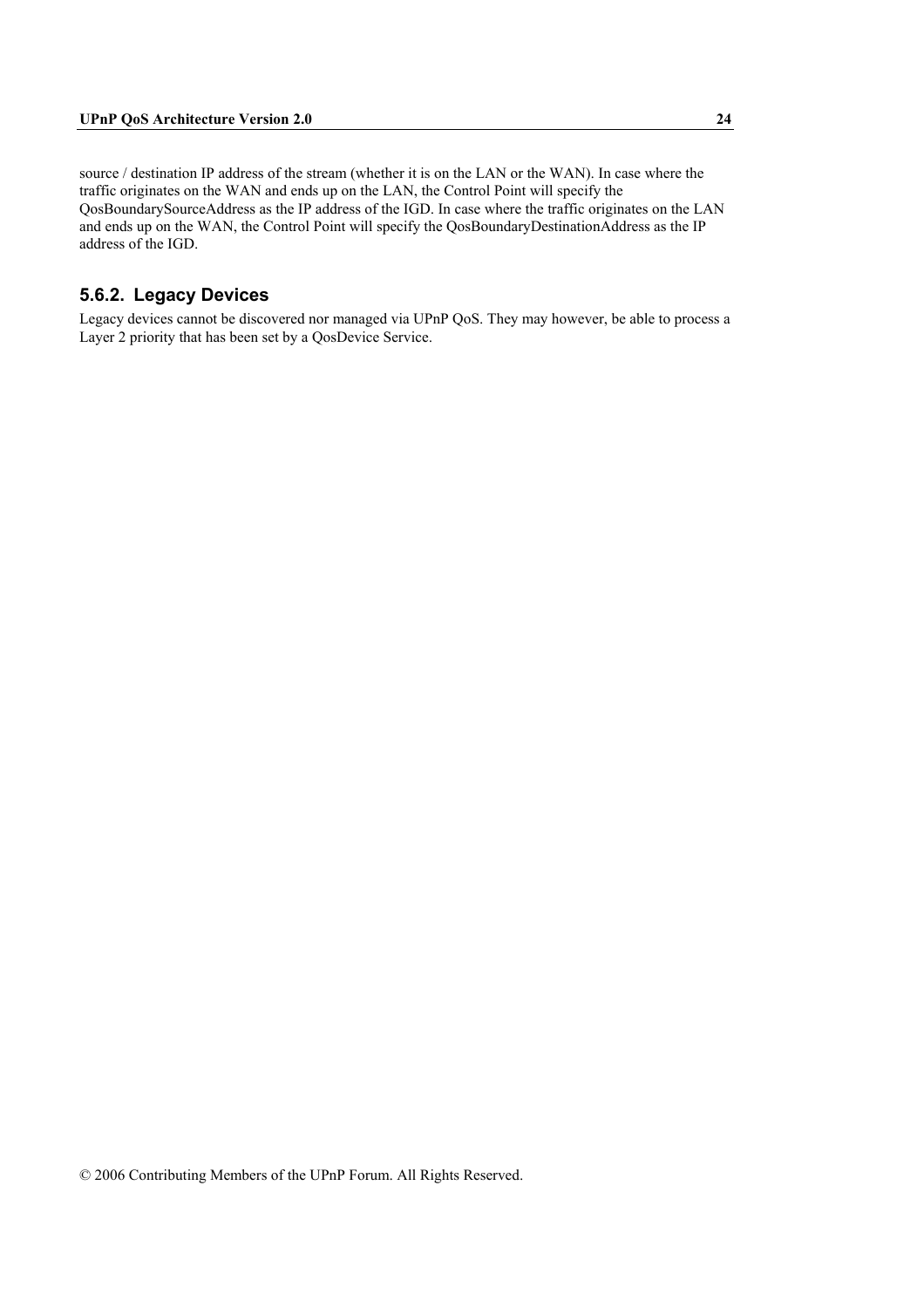source / destination IP address of the stream (whether it is on the LAN or the WAN). In case where the traffic originates on the WAN and ends up on the LAN, the Control Point will specify the QosBoundarySourceAddress as the IP address of the IGD. In case where the traffic originates on the LAN and ends up on the WAN, the Control Point will specify the QosBoundaryDestinationAddress as the IP address of the IGD.

### 5.6.2. Legacy Devices

Legacy devices cannot be discovered nor managed via UPnP QoS. They may however, be able to process a Layer 2 priority that has been set by a QosDevice Service.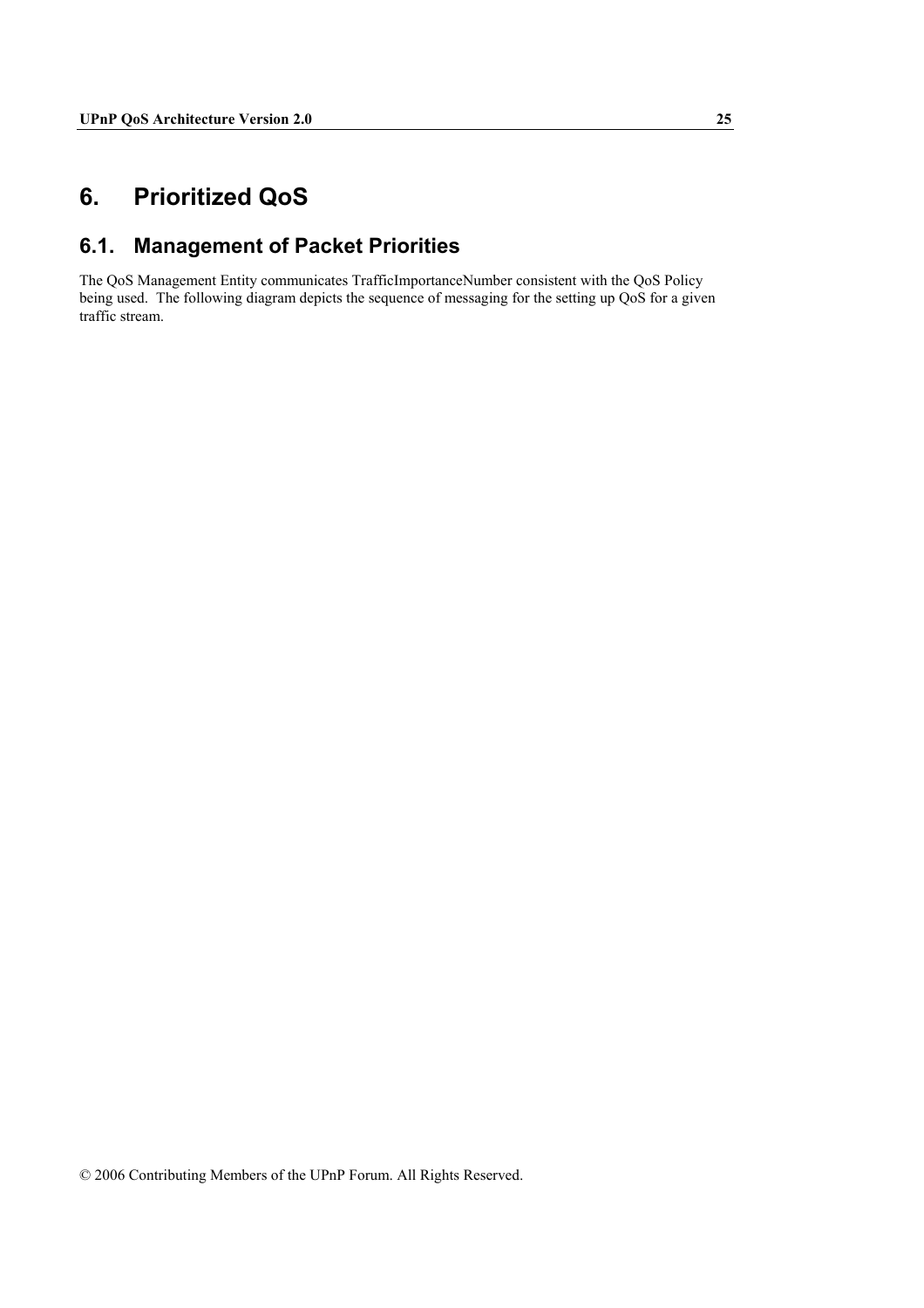# 6. Prioritized QoS

## 6.1. Management of Packet Priorities

The QoS Management Entity communicates TrafficImportanceNumber consistent with the QoS Policy being used. The following diagram depicts the sequence of messaging for the setting up QoS for a given traffic stream.

© 2006 Contributing Members of the UPnP Forum. All Rights Reserved.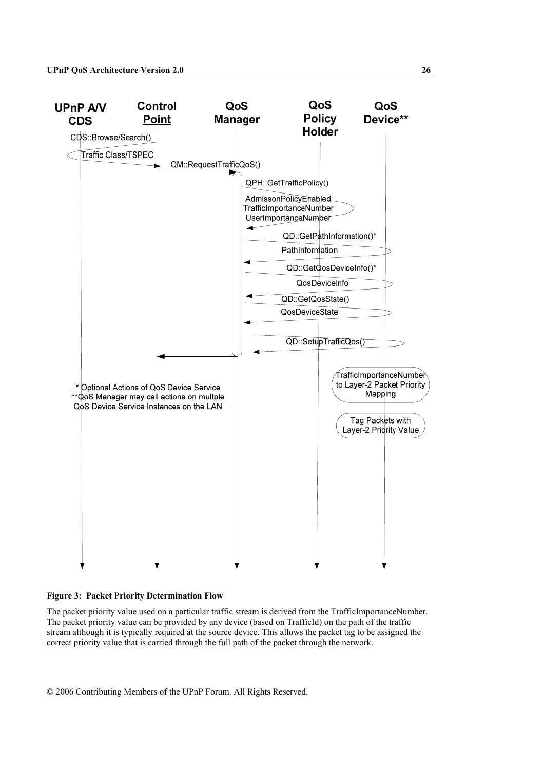**Figure 3: Packet Priority Determination Flow**

The packet priority value used on a particular traffic stream is derived from the TrafficImportanceNumber. The packet priority value can be provided by any device (based on TrafficId) on the path of the traffic stream although it is typically required at the source device. This allows the packet tag to be assigned the correct priority value that is carried through the full path of the packet through the network.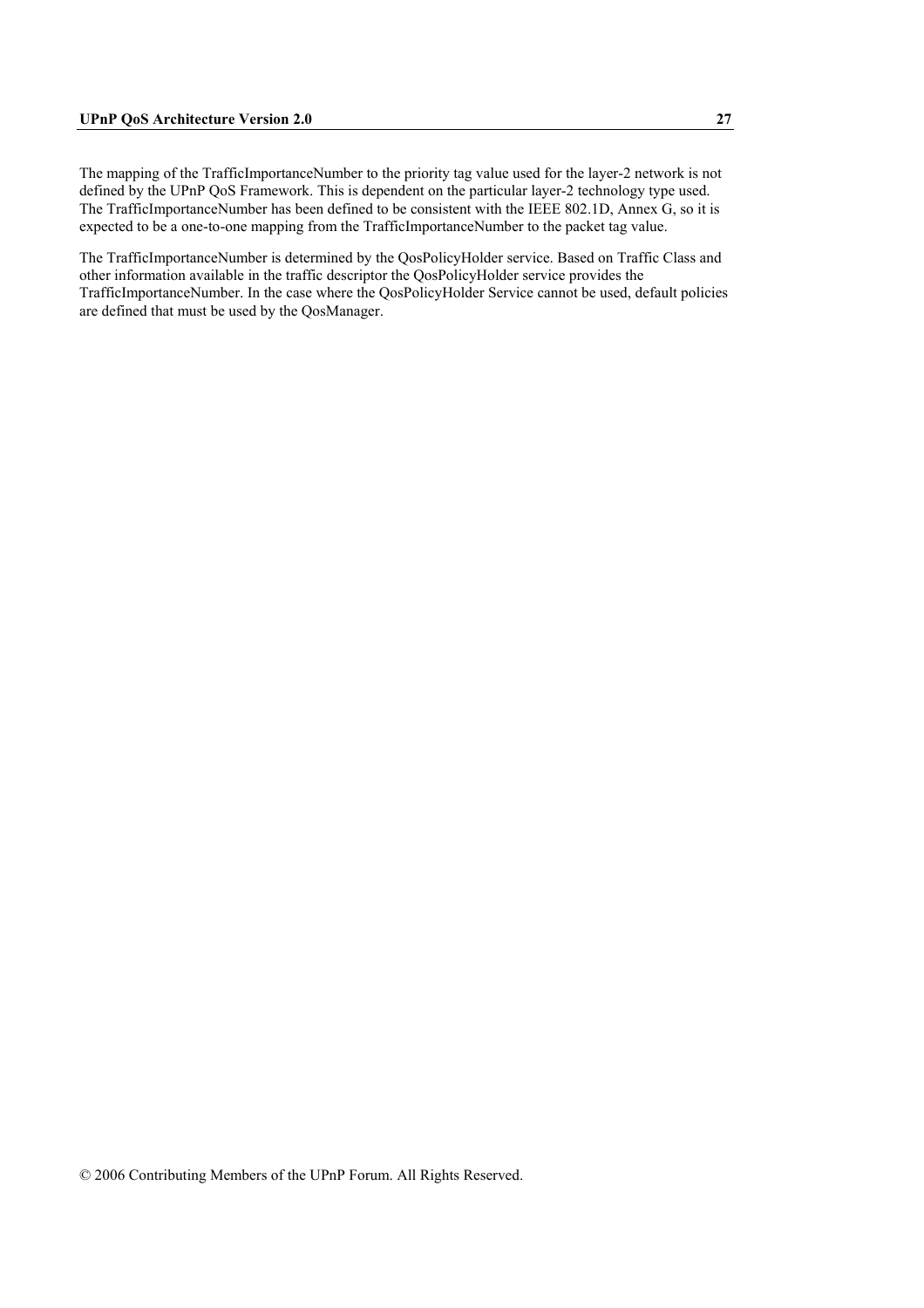The mapping of the TrafficImportanceNumber to the priority tag value used for the layer-2 network is not defined by the UPnP QoS Framework. This is dependent on the particular layer-2 technology type used. The TrafficImportanceNumber has been defined to be consistent with the IEEE 802.1D, Annex G, so it is expected to be a one-to-one mapping from the TrafficImportanceNumber to the packet tag value.

The TrafficImportanceNumber is determined by the QosPolicyHolder service. Based on Traffic Class and other information available in the traffic descriptor the QosPolicyHolder service provides the TrafficImportanceNumber. In the case where the QosPolicyHolder Service cannot be used, default policies are defined that must be used by the QosManager.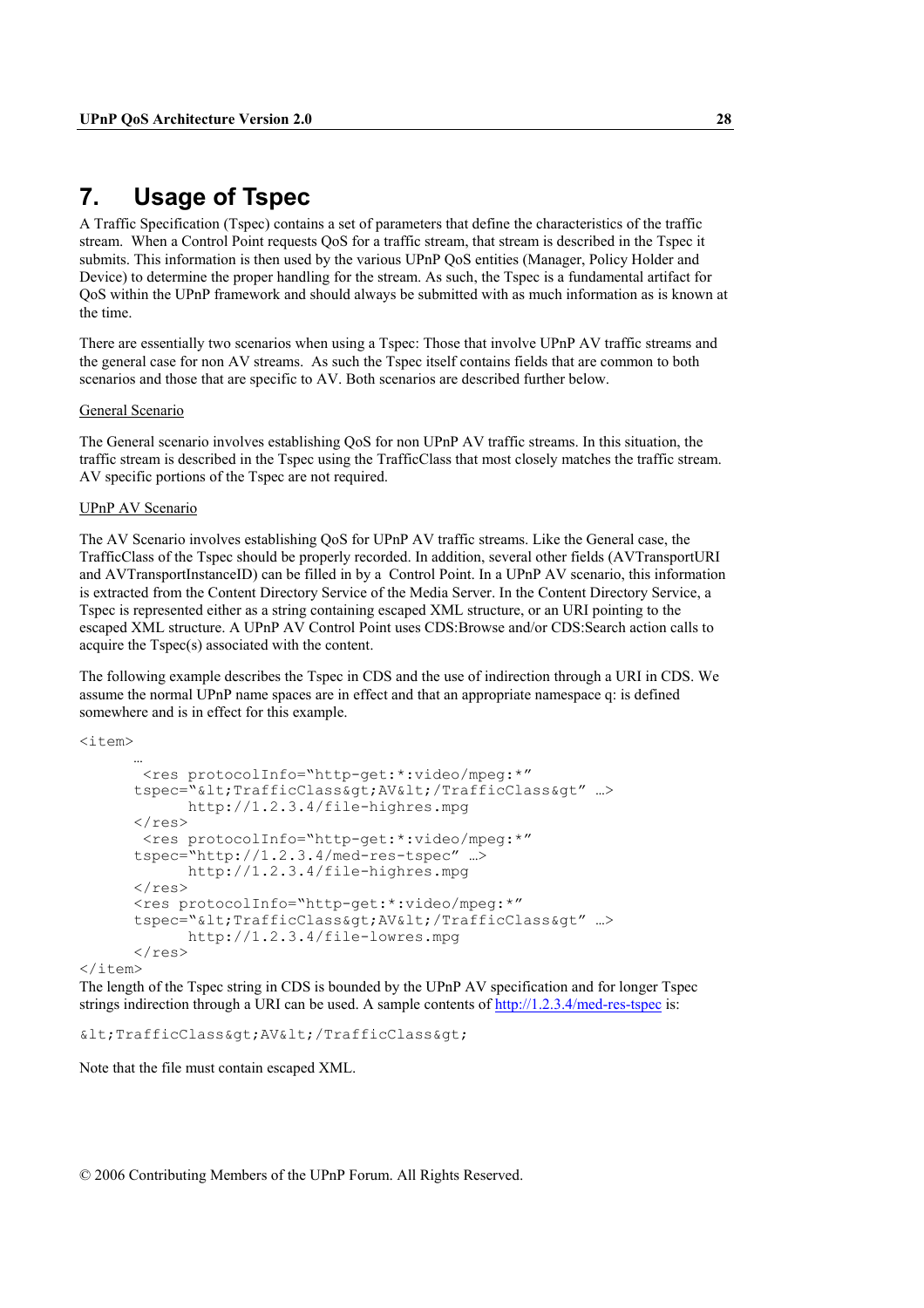# 7. Usage of Tspec

A Traffic Specification (Tspec) contains a set of parameters that define the characteristics of the traffic stream. When a Control Point requests QoS for a traffic stream, that stream is described in the Tspec it submits. This information is then used by the various UPnP QoS entities (Manager, Policy Holder and Device) to determine the proper handling for the stream. As such, the Tspec is a fundamental artifact for QoS within the UPnP framework and should always be submitted with as much information as is known at the time.

There are essentially two scenarios when using a Tspec: Those that involve UPnP AV traffic streams and the general case for non AV streams. As such the Tspec itself contains fields that are common to both scenarios and those that are specific to AV. Both scenarios are described further below.

<u>General Scenario</u>

The General scenario involves establishing QoS for non UPnP AV traffic streams. In this situation, the traffic stream is described in the Tspec using the TrafficClass that most closely matches the traffic stream. AV specific portions of the Tspec are not required.

<u>UPnP AV Scenario</u>

The AV Scenario involves establishing QoS for UPnP AV traffic streams. Like the General case, the TrafficClass of the Tspec should be properly recorded. In addition, several other fields (AVTransportURI and AVTransportInstanceID) can be filled in by a Control Point. In a UPnP AV scenario, this information is extracted from the Content Directory Service of the Media Server. In the Content Directory Service, a Tspec is represented either as a string containing escaped XML structure, or an URI pointing to the escaped XML structure. A UPnP AV Control Point uses CDS:Browse and/or CDS:Search action calls to acquire the Tspec(s) associated with the content.

The following example describes the Tspec in CDS and the use of indirection through a URI in CDS. We assume the normal UPnP name spaces are in effect and that an appropriate namespace q: is defined somewhere and is in effect for this example.

```
<item>
       …
        <res protocolInfo=“http-get:*:video/mpeg:*”
       tspec=“&lt;TrafficClass&gt;AV&lt;/TrafficClass&gt” …>
             http://1.2.3.4/file-highres.mpg
       </res>
        <res protocolInfo=“http-get:*:video/mpeg:*”
       tspec=“http://1.2.3.4/med-res-tspec” …>
             http://1.2.3.4/file-highres.mpg
       </res>
       <res protocolInfo=“http-get:*:video/mpeg:*”
       tspec=“&lt;TrafficClass&gt;AV&lt;/TrafficClass&gt” …>
             http://1.2.3.4/file-lowres.mpg
       </res>
</item>
```

The length of the Tspec string in CDS is bounded by the UPnP AV specification and for longer Tspec strings indirection through a URI can be used. A sample contents of http://1.2.3.4/med-res-tspec is:

```
&lt;TrafficClass&gt;AV&lt;/TrafficClass&gt;
```

Note that the file must contain escaped XML.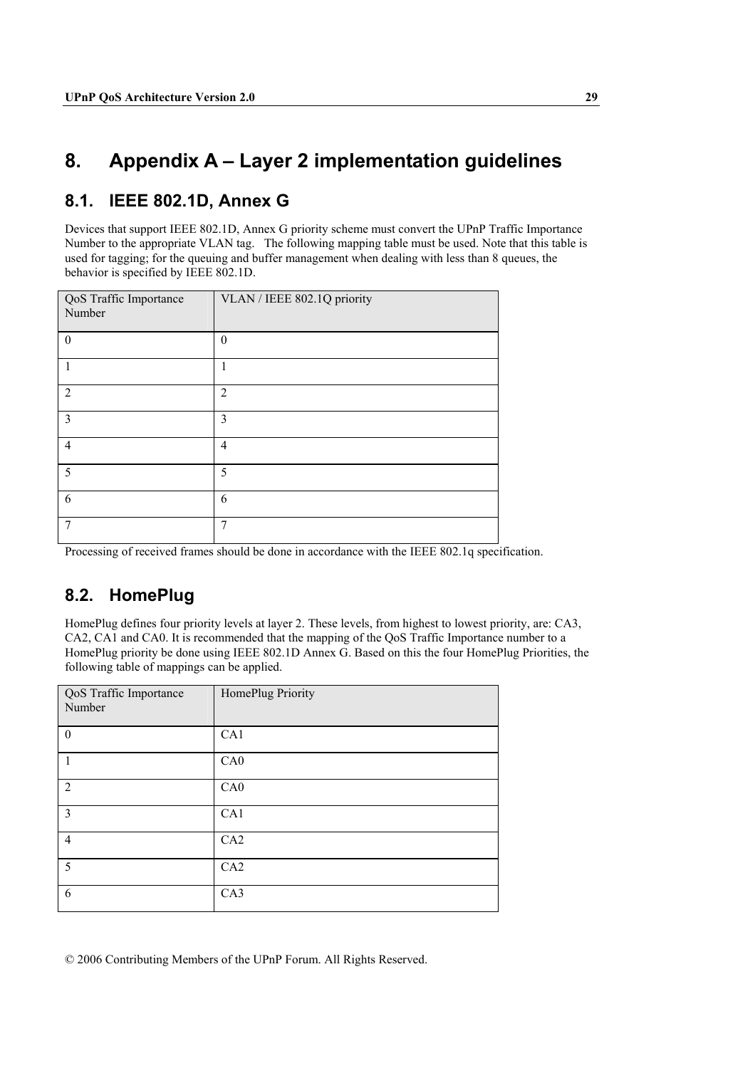# 8. Appendix A – Layer 2 implementation guidelines

## 8.1. IEEE 802.1D, Annex G

Devices that support IEEE 802.1D, Annex G priority scheme must convert the UPnP Traffic Importance Number to the appropriate VLAN tag. The following mapping table must be used. Note that this table is used for tagging; for the queuing and buffer management when dealing with less than 8 queues, the behavior is specified by IEEE 802.1D.

| QoS Traffic Importance Number | VLAN / IEEE 802.1Q priority |
|---|---|
| 0 | 0 |
| 1 | 1 |
| 2 | 2 |
| 3 | 3 |
| 4 | 4 |
| 5 | 5 |
| 6 | 6 |
| 7 | 7 |

Processing of received frames should be done in accordance with the IEEE 802.1q specification.

## 8.2. HomePlug

HomePlug defines four priority levels at layer 2. These levels, from highest to lowest priority, are: CA3, CA2, CA1 and CA0. It is recommended that the mapping of the QoS Traffic Importance number to a HomePlug priority be done using IEEE 802.1D Annex G. Based on this the four HomePlug Priorities, the following table of mappings can be applied.

| QoS Traffic Importance Number | HomePlug Priority |
|---|---|
| 0 | CA1 |
| 1 | CA0 |
| 2 | CA0 |
| 3 | CA1 |
| 4 | CA2 |
| 5 | CA2 |
| 6 | CA3 |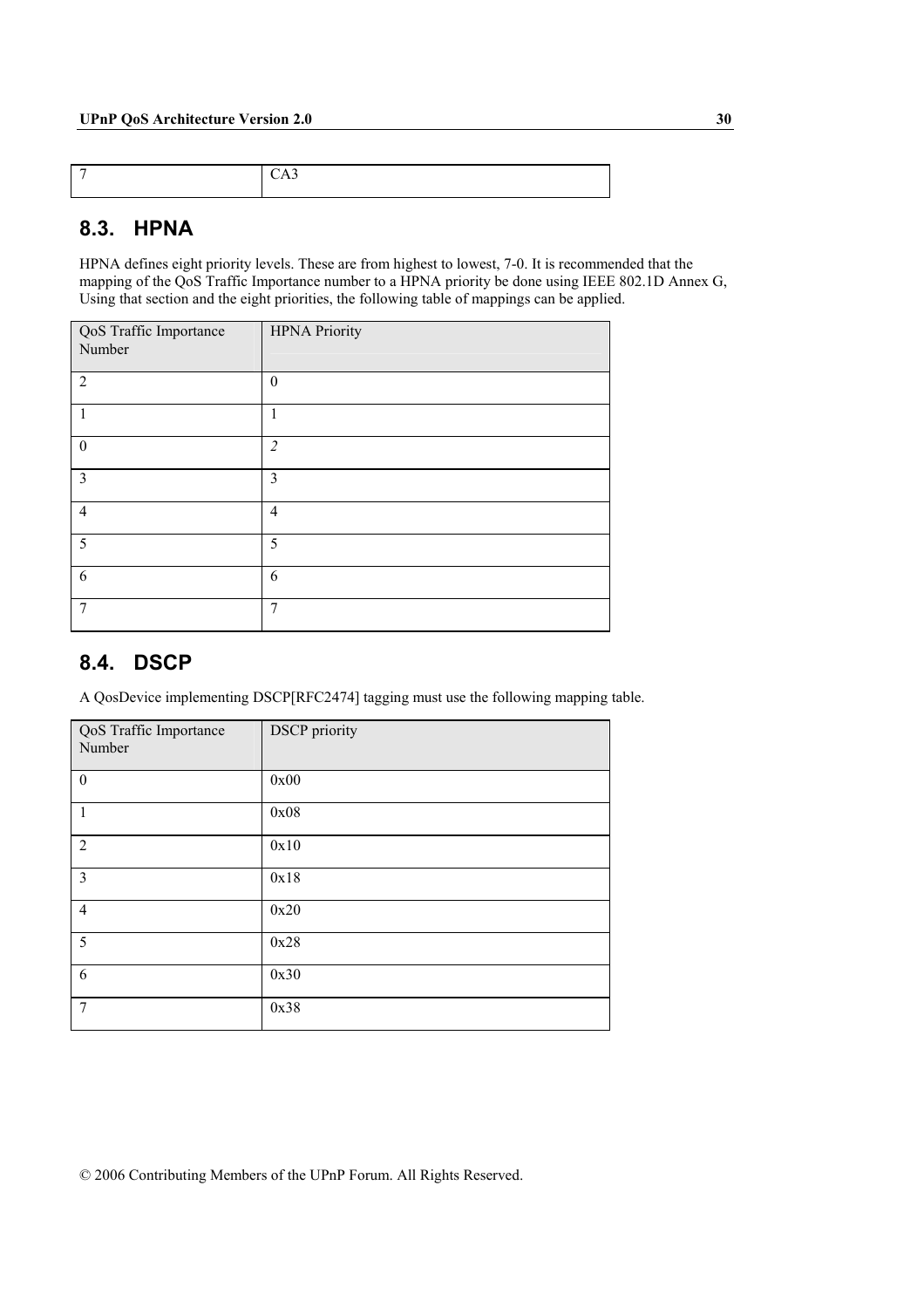| 7 | CA3 |
|---|---|

## 8.3. HPNA

HPNA defines eight priority levels. These are from highest to lowest, 7-0. It is recommended that the mapping of the QoS Traffic Importance number to a HPNA priority be done using IEEE 802.1D Annex G, Using that section and the eight priorities, the following table of mappings can be applied.

| QoS Traffic Importance Number | HPNA Priority |
|---|---|
| 2 | 0 |
| 1 | 1 |
| 0 | *2* |
| 3 | 3 |
| 4 | 4 |
| 5 | 5 |
| 6 | 6 |
| 7 | 7 |

## 8.4. DSCP

A QosDevice implementing DSCP[RFC2474] tagging must use the following mapping table.

| QoS Traffic Importance Number | DSCP priority |
|---|---|
| 0 | 0x00 |
| 1 | 0x08 |
| 2 | 0x10 |
| 3 | 0x18 |
| 4 | 0x20 |
| 5 | 0x28 |
| 6 | 0x30 |
| 7 | 0x38 |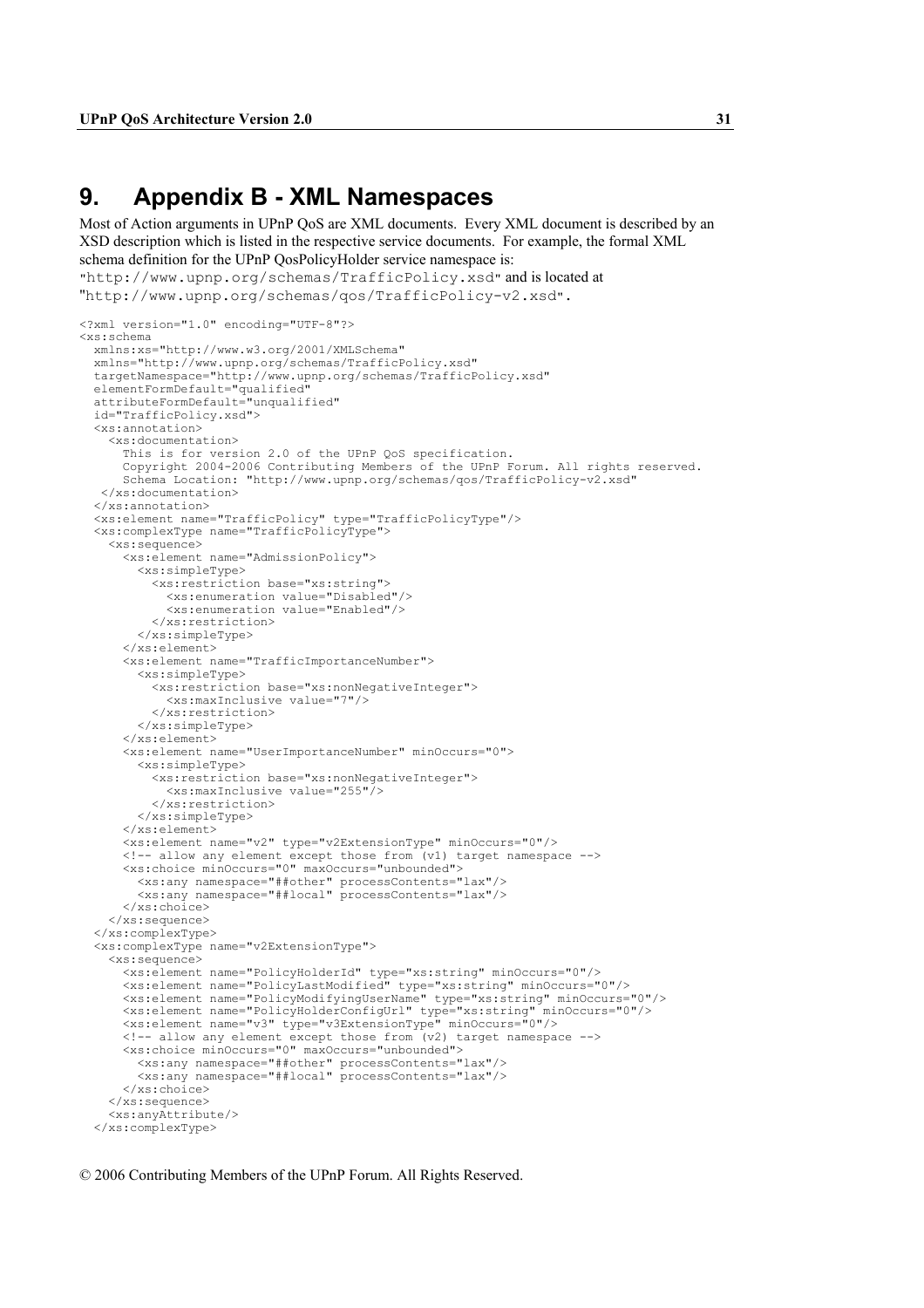# 9. Appendix B - XML Namespaces

Most of Action arguments in UPnP QoS are XML documents. Every XML document is described by an XSD description which is listed in the respective service documents. For example, the formal XML schema definition for the UPnP QosPolicyHolder service namespace is: "`http://www.upnp.org/schemas/TrafficPolicy.xsd`" and is located at "`http://www.upnp.org/schemas/qos/TrafficPolicy-v2.xsd`".

```
<?xml version="1.0" encoding="UTF-8"?>
<xs:schema
  xmlns:xs="http://www.w3.org/2001/XMLSchema"
  xmlns="http://www.upnp.org/schemas/TrafficPolicy.xsd"
  targetNamespace="http://www.upnp.org/schemas/TrafficPolicy.xsd"
  elementFormDefault="qualified"
  attributeFormDefault="unqualified"
  id="TrafficPolicy.xsd">
  <xs:annotation>
    <xs:documentation>
      This is for version 2.0 of the UPnP QoS specification.
      Copyright 2004-2006 Contributing Members of the UPnP Forum. All rights reserved.
      Schema Location: "http://www.upnp.org/schemas/qos/TrafficPolicy-v2.xsd"
   </xs:documentation>
  </xs:annotation>
  <xs:element name="TrafficPolicy" type="TrafficPolicyType"/>
  <xs:complexType name="TrafficPolicyType">
    <xs:sequence>
      <xs:element name="AdmissionPolicy">
        <xs:simpleType>
          <xs:restriction base="xs:string">
            <xs:enumeration value="Disabled"/>
            <xs:enumeration value="Enabled"/>
          </xs:restriction>
        </xs:simpleType>
      </xs:element>
      <xs:element name="TrafficImportanceNumber">
        <xs:simpleType>
          <xs:restriction base="xs:nonNegativeInteger">
            <xs:maxInclusive value="7"/>
          </xs:restriction>
        </xs:simpleType>
      </xs:element>
      <xs:element name="UserImportanceNumber" minOccurs="0">
        <xs:simpleType>
          <xs:restriction base="xs:nonNegativeInteger">
            <xs:maxInclusive value="255"/>
          </xs:restriction>
        </xs:simpleType>
      </xs:element>
      <xs:element name="v2" type="v2ExtensionType" minOccurs="0"/>
      <!-- allow any element except those from (v1) target namespace -->
      <xs:choice minOccurs="0" maxOccurs="unbounded">
        <xs:any namespace="##other" processContents="lax"/>
        <xs:any namespace="##local" processContents="lax"/>
      </xs:choice>
    </xs:sequence>
  </xs:complexType>
  <xs:complexType name="v2ExtensionType">
    <xs:sequence>
      <xs:element name="PolicyHolderId" type="xs:string" minOccurs="0"/>
      <xs:element name="PolicyLastModified" type="xs:string" minOccurs="0"/>
      <xs:element name="PolicyModifyingUserName" type="xs:string" minOccurs="0"/>
      <xs:element name="PolicyHolderConfigUrl" type="xs:string" minOccurs="0"/>
      <xs:element name="v3" type="v3ExtensionType" minOccurs="0"/>
      <!-- allow any element except those from (v2) target namespace -->
      <xs:choice minOccurs="0" maxOccurs="unbounded">
        <xs:any namespace="##other" processContents="lax"/>
        <xs:any namespace="##local" processContents="lax"/>
      </xs:choice>
    </xs:sequence>
    <xs:anyAttribute/>
  </xs:complexType>
```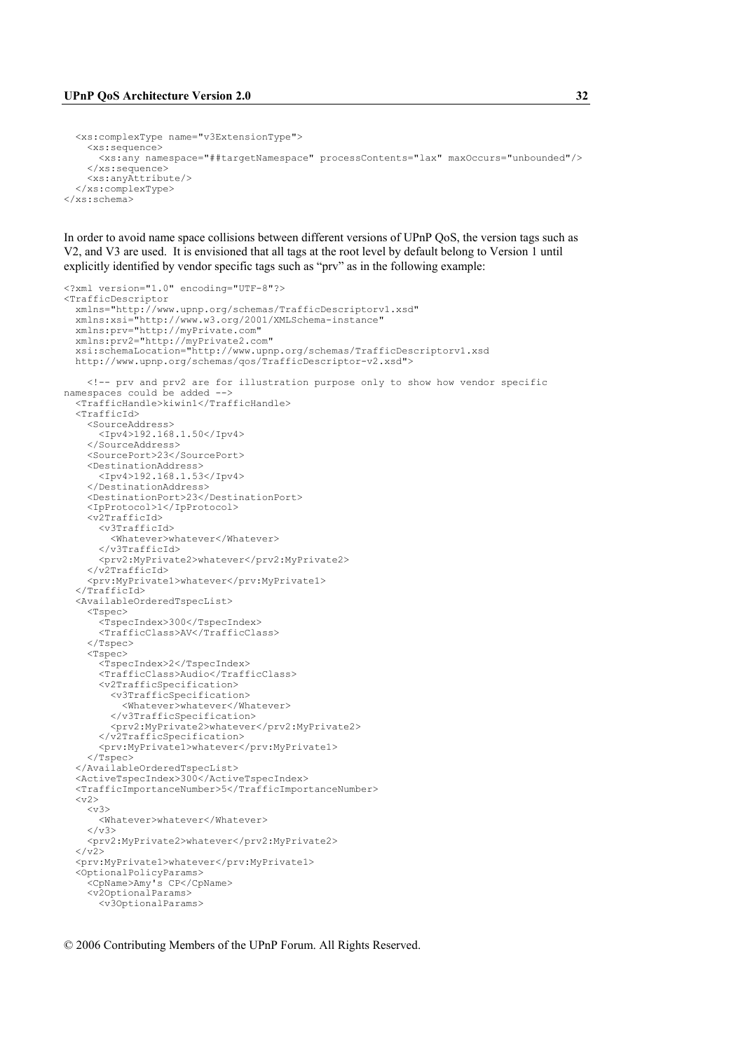```xml
  <xs:complexType name="v3ExtensionType">
    <xs:sequence>
      <xs:any namespace="##targetNamespace" processContents="lax" maxOccurs="unbounded"/>
    </xs:sequence>
    <xs:anyAttribute/>
  </xs:complexType>
</xs:schema>
```

In order to avoid name space collisions between different versions of UPnP QoS, the version tags such as V2, and V3 are used. It is envisioned that all tags at the root level by default belong to Version 1 until explicitly identified by vendor specific tags such as "prv" as in the following example:

```xml
<?xml version="1.0" encoding="UTF-8"?>
<TrafficDescriptor
  xmlns="http://www.upnp.org/schemas/TrafficDescriptorv1.xsd"
  xmlns:xsi="http://www.w3.org/2001/XMLSchema-instance"
  xmlns:prv="http://myPrivate.com"
  xmlns:prv2="http://myPrivate2.com"
  xsi:schemaLocation="http://www.upnp.org/schemas/TrafficDescriptorv1.xsd
  http://www.upnp.org/schemas/qos/TrafficDescriptor-v2.xsd">

    <!-- prv and prv2 are for illustration purpose only to show how vendor specific
namespaces could be added -->
  <TrafficHandle>kiwin1</TrafficHandle>
  <TrafficId>
    <SourceAddress>
      <Ipv4>192.168.1.50</Ipv4>
    </SourceAddress>
    <SourcePort>23</SourcePort>
    <DestinationAddress>
      <Ipv4>192.168.1.53</Ipv4>
    </DestinationAddress>
    <DestinationPort>23</DestinationPort>
    <IpProtocol>1</IpProtocol>
    <v2TrafficId>
      <v3TrafficId>
        <Whatever>whatever</Whatever>
      </v3TrafficId>
      <prv2:MyPrivate2>whatever</prv2:MyPrivate2>
    </v2TrafficId>
    <prv:MyPrivate1>whatever</prv:MyPrivate1>
  </TrafficId>
  <AvailableOrderedTspecList>
    <Tspec>
      <TspecIndex>300</TspecIndex>
      <TrafficClass>AV</TrafficClass>
    </Tspec>
    <Tspec>
      <TspecIndex>2</TspecIndex>
      <TrafficClass>Audio</TrafficClass>
      <v2TrafficSpecification>
        <v3TrafficSpecification>
          <Whatever>whatever</Whatever>
        </v3TrafficSpecification>
        <prv2:MyPrivate2>whatever</prv2:MyPrivate2>
      </v2TrafficSpecification>
      <prv:MyPrivate1>whatever</prv:MyPrivate1>
    </Tspec>
  </AvailableOrderedTspecList>
  <ActiveTspecIndex>300</ActiveTspecIndex>
  <TrafficImportanceNumber>5</TrafficImportanceNumber>
  <v2>
    <v3>
      <Whatever>whatever</Whatever>
    </v3>
    <prv2:MyPrivate2>whatever</prv2:MyPrivate2>
  </v2>
  <prv:MyPrivate1>whatever</prv:MyPrivate1>
  <OptionalPolicyParams>
    <CpName>Amy's CP</CpName>
    <v2OptionalParams>
      <v3OptionalParams>
```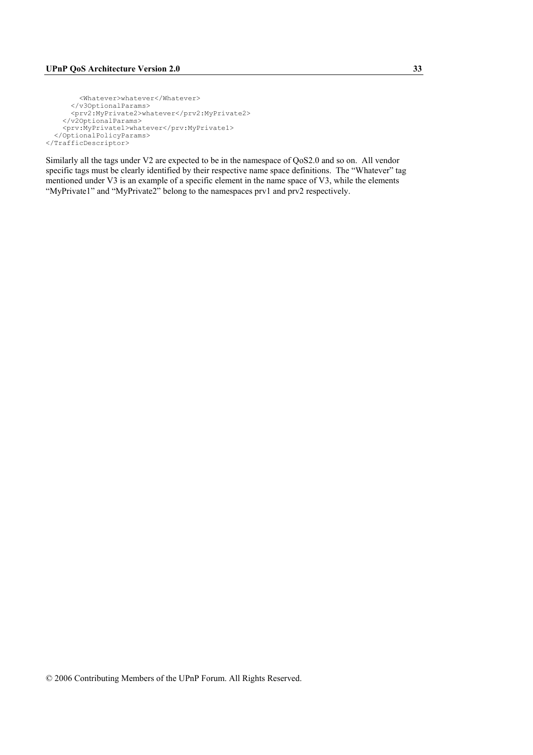```
        <Whatever>whatever</Whatever>
      </v3OptionalParams>
      <prv2:MyPrivate2>whatever</prv2:MyPrivate2>
    </v2OptionalParams>
    <prv:MyPrivate1>whatever</prv:MyPrivate1>
  </OptionalPolicyParams>
</TrafficDescriptor>
```

Similarly all the tags under V2 are expected to be in the namespace of QoS2.0 and so on. All vendor specific tags must be clearly identified by their respective name space definitions. The "Whatever" tag mentioned under V3 is an example of a specific element in the name space of V3, while the elements "MyPrivate1" and "MyPrivate2" belong to the namespaces prv1 and prv2 respectively.